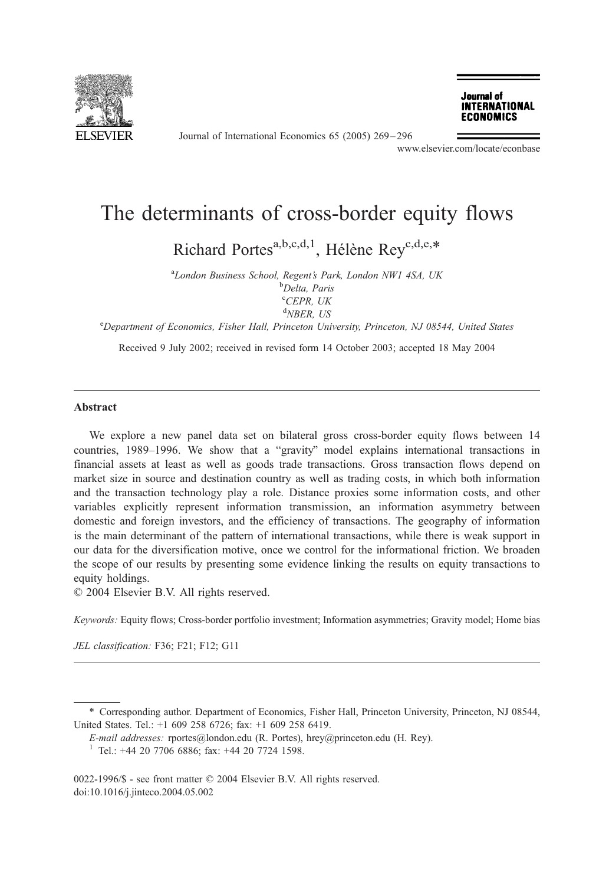# The determinants of cross-border equity flows

Richard Portes[a,b,c,d,1], Hélène Rey[c,d,e,*]

[a]London Business School, Regent's Park, London NW1 4SA, UK
[b]Delta, Paris
[c]CEPR, UK
[d]NBER, US
[e]Department of Economics, Fisher Hall, Princeton University, Princeton, NJ 08544, United States

Received 9 July 2002; received in revised form 14 October 2003; accepted 18 May 2004

---

## Abstract

We explore a new panel data set on bilateral gross cross-border equity flows between 14 countries, 1989–1996. We show that a "gravity" model explains international transactions in financial assets at least as well as goods trade transactions. Gross transaction flows depend on market size in source and destination country as well as trading costs, in which both information and the transaction technology play a role. Distance proxies some information costs, and other variables explicitly represent information transmission, an information asymmetry between domestic and foreign investors, and the efficiency of transactions. The geography of information is the main determinant of the pattern of international transactions, while there is weak support in our data for the diversification motive, once we control for the informational friction. We broaden the scope of our results by presenting some evidence linking the results on equity transactions to equity holdings.

© 2004 Elsevier B.V. All rights reserved.

*Keywords:* Equity flows; Cross-border portfolio investment; Information asymmetries; Gravity model; Home bias

*JEL classification:* F36; F21; F12; G11

---

\* Corresponding author. Department of Economics, Fisher Hall, Princeton University, Princeton, NJ 08544, United States. Tel.: +1 609 258 6726; fax: +1 609 258 6419.

*E-mail addresses:* rportes@london.edu (R. Portes), hrey@princeton.edu (H. Rey).

[1] Tel.: +44 20 7706 6886; fax: +44 20 7724 1598.

0022-1996/$ - see front matter © 2004 Elsevier B.V. All rights reserved.
doi:10.1016/j.jinteco.2004.05.002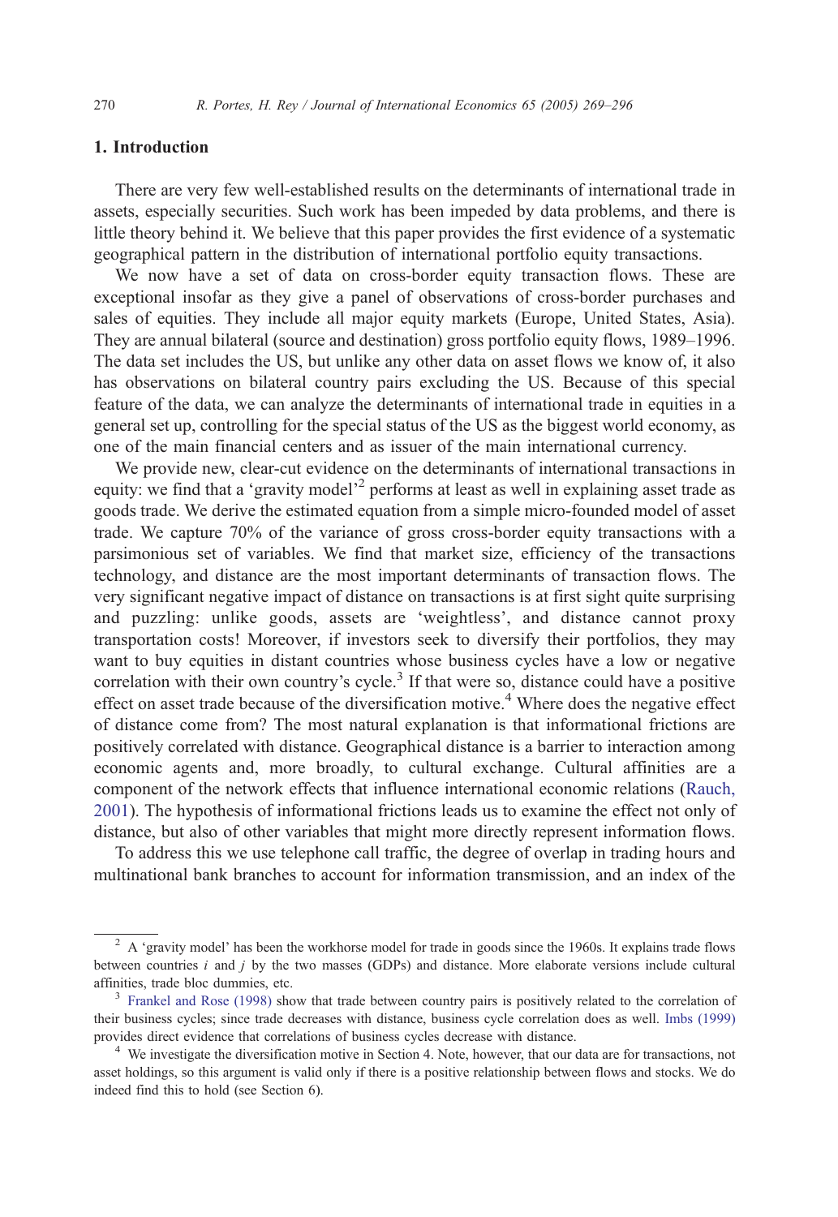## 1. Introduction

There are very few well-established results on the determinants of international trade in assets, especially securities. Such work has been impeded by data problems, and there is little theory behind it. We believe that this paper provides the first evidence of a systematic geographical pattern in the distribution of international portfolio equity transactions.

We now have a set of data on cross-border equity transaction flows. These are exceptional insofar as they give a panel of observations of cross-border purchases and sales of equities. They include all major equity markets (Europe, United States, Asia). They are annual bilateral (source and destination) gross portfolio equity flows, 1989–1996. The data set includes the US, but unlike any other data on asset flows we know of, it also has observations on bilateral country pairs excluding the US. Because of this special feature of the data, we can analyze the determinants of international trade in equities in a general set up, controlling for the special status of the US as the biggest world economy, as one of the main financial centers and as issuer of the main international currency.

We provide new, clear-cut evidence on the determinants of international transactions in equity: we find that a 'gravity model'[2] performs at least as well in explaining asset trade as goods trade. We derive the estimated equation from a simple micro-founded model of asset trade. We capture 70% of the variance of gross cross-border equity transactions with a parsimonious set of variables. We find that market size, efficiency of the transactions technology, and distance are the most important determinants of transaction flows. The very significant negative impact of distance on transactions is at first sight quite surprising and puzzling: unlike goods, assets are 'weightless', and distance cannot proxy transportation costs! Moreover, if investors seek to diversify their portfolios, they may want to buy equities in distant countries whose business cycles have a low or negative correlation with their own country's cycle.[3] If that were so, distance could have a positive effect on asset trade because of the diversification motive.[4] Where does the negative effect of distance come from? The most natural explanation is that informational frictions are positively correlated with distance. Geographical distance is a barrier to interaction among economic agents and, more broadly, to cultural exchange. Cultural affinities are a component of the network effects that influence international economic relations (Rauch, 2001). The hypothesis of informational frictions leads us to examine the effect not only of distance, but also of other variables that might more directly represent information flows.

To address this we use telephone call traffic, the degree of overlap in trading hours and multinational bank branches to account for information transmission, and an index of the

[2] A 'gravity model' has been the workhorse model for trade in goods since the 1960s. It explains trade flows between countries $i$ and $j$ by the two masses (GDPs) and distance. More elaborate versions include cultural affinities, trade bloc dummies, etc.

[3] Frankel and Rose (1998) show that trade between country pairs is positively related to the correlation of their business cycles; since trade decreases with distance, business cycle correlation does as well. Imbs (1999) provides direct evidence that correlations of business cycles decrease with distance.

[4] We investigate the diversification motive in Section 4. Note, however, that our data are for transactions, not asset holdings, so this argument is valid only if there is a positive relationship between flows and stocks. We do indeed find this to hold (see Section 6).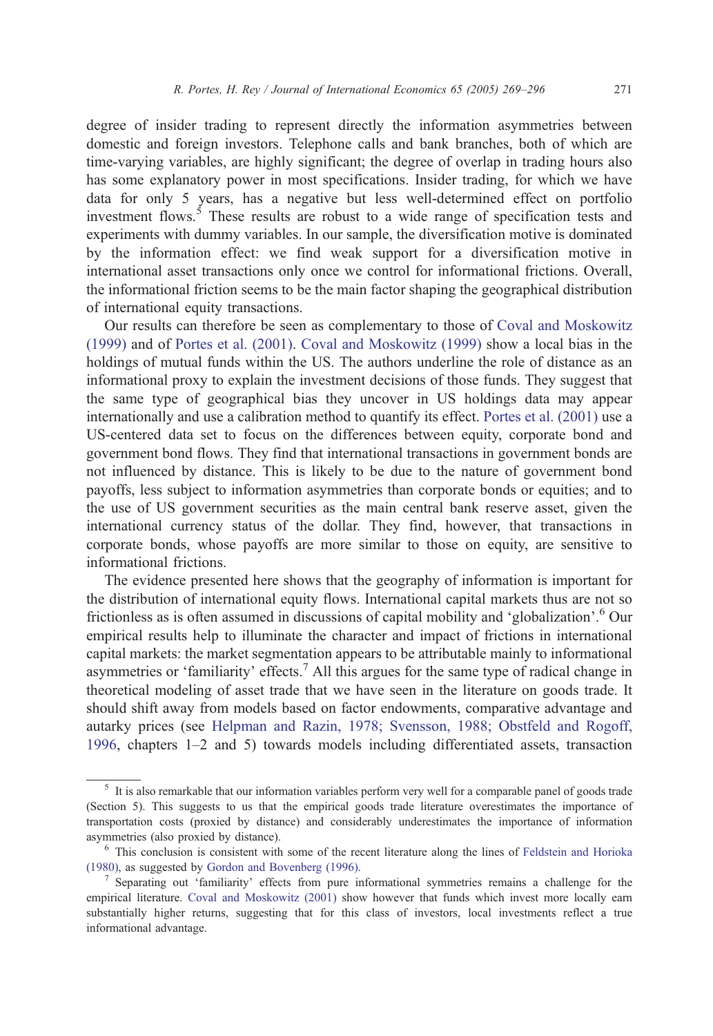degree of insider trading to represent directly the information asymmetries between domestic and foreign investors. Telephone calls and bank branches, both of which are time-varying variables, are highly significant; the degree of overlap in trading hours also has some explanatory power in most specifications. Insider trading, for which we have data for only 5 years, has a negative but less well-determined effect on portfolio investment flows.[5] These results are robust to a wide range of specification tests and experiments with dummy variables. In our sample, the diversification motive is dominated by the information effect: we find weak support for a diversification motive in international asset transactions only once we control for informational frictions. Overall, the informational friction seems to be the main factor shaping the geographical distribution of international equity transactions.

Our results can therefore be seen as complementary to those of Coval and Moskowitz (1999) and of Portes et al. (2001). Coval and Moskowitz (1999) show a local bias in the holdings of mutual funds within the US. The authors underline the role of distance as an informational proxy to explain the investment decisions of those funds. They suggest that the same type of geographical bias they uncover in US holdings data may appear internationally and use a calibration method to quantify its effect. Portes et al. (2001) use a US-centered data set to focus on the differences between equity, corporate bond and government bond flows. They find that international transactions in government bonds are not influenced by distance. This is likely to be due to the nature of government bond payoffs, less subject to information asymmetries than corporate bonds or equities; and to the use of US government securities as the main central bank reserve asset, given the international currency status of the dollar. They find, however, that transactions in corporate bonds, whose payoffs are more similar to those on equity, are sensitive to informational frictions.

The evidence presented here shows that the geography of information is important for the distribution of international equity flows. International capital markets thus are not so frictionless as is often assumed in discussions of capital mobility and 'globalization'.[6] Our empirical results help to illuminate the character and impact of frictions in international capital markets: the market segmentation appears to be attributable mainly to informational asymmetries or 'familiarity' effects.[7] All this argues for the same type of radical change in theoretical modeling of asset trade that we have seen in the literature on goods trade. It should shift away from models based on factor endowments, comparative advantage and autarky prices (see Helpman and Razin, 1978; Svensson, 1988; Obstfeld and Rogoff, 1996, chapters 1–2 and 5) towards models including differentiated assets, transaction

---

[5] It is also remarkable that our information variables perform very well for a comparable panel of goods trade (Section 5). This suggests to us that the empirical goods trade literature overestimates the importance of transportation costs (proxied by distance) and considerably underestimates the importance of information asymmetries (also proxied by distance).

[6] This conclusion is consistent with some of the recent literature along the lines of Feldstein and Horioka (1980), as suggested by Gordon and Bovenberg (1996).

[7] Separating out 'familiarity' effects from pure informational symmetries remains a challenge for the empirical literature. Coval and Moskowitz (2001) show however that funds which invest more locally earn substantially higher returns, suggesting that for this class of investors, local investments reflect a true informational advantage.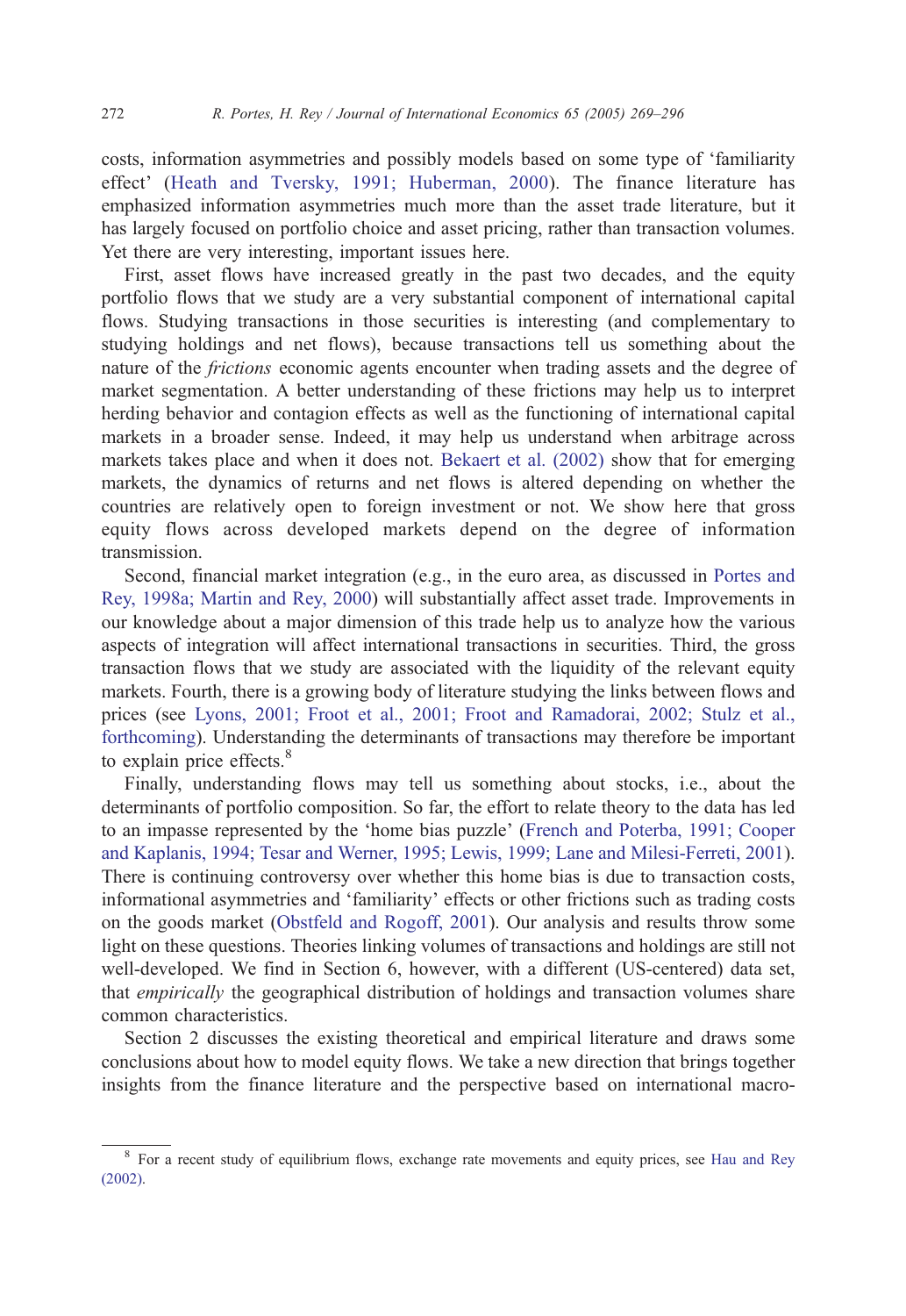costs, information asymmetries and possibly models based on some type of 'familiarity effect' (Heath and Tversky, 1991; Huberman, 2000). The finance literature has emphasized information asymmetries much more than the asset trade literature, but it has largely focused on portfolio choice and asset pricing, rather than transaction volumes. Yet there are very interesting, important issues here.

First, asset flows have increased greatly in the past two decades, and the equity portfolio flows that we study are a very substantial component of international capital flows. Studying transactions in those securities is interesting (and complementary to studying holdings and net flows), because transactions tell us something about the nature of the *frictions* economic agents encounter when trading assets and the degree of market segmentation. A better understanding of these frictions may help us to interpret herding behavior and contagion effects as well as the functioning of international capital markets in a broader sense. Indeed, it may help us understand when arbitrage across markets takes place and when it does not. Bekaert et al. (2002) show that for emerging markets, the dynamics of returns and net flows is altered depending on whether the countries are relatively open to foreign investment or not. We show here that gross equity flows across developed markets depend on the degree of information transmission.

Second, financial market integration (e.g., in the euro area, as discussed in Portes and Rey, 1998a; Martin and Rey, 2000) will substantially affect asset trade. Improvements in our knowledge about a major dimension of this trade help us to analyze how the various aspects of integration will affect international transactions in securities. Third, the gross transaction flows that we study are associated with the liquidity of the relevant equity markets. Fourth, there is a growing body of literature studying the links between flows and prices (see Lyons, 2001; Froot et al., 2001; Froot and Ramadorai, 2002; Stulz et al., forthcoming). Understanding the determinants of transactions may therefore be important to explain price effects.[8]

Finally, understanding flows may tell us something about stocks, i.e., about the determinants of portfolio composition. So far, the effort to relate theory to the data has led to an impasse represented by the 'home bias puzzle' (French and Poterba, 1991; Cooper and Kaplanis, 1994; Tesar and Werner, 1995; Lewis, 1999; Lane and Milesi-Ferreti, 2001). There is continuing controversy over whether this home bias is due to transaction costs, informational asymmetries and 'familiarity' effects or other frictions such as trading costs on the goods market (Obstfeld and Rogoff, 2001). Our analysis and results throw some light on these questions. Theories linking volumes of transactions and holdings are still not well-developed. We find in Section 6, however, with a different (US-centered) data set, that *empirically* the geographical distribution of holdings and transaction volumes share common characteristics.

Section 2 discusses the existing theoretical and empirical literature and draws some conclusions about how to model equity flows. We take a new direction that brings together insights from the finance literature and the perspective based on international macro-

---

[8] For a recent study of equilibrium flows, exchange rate movements and equity prices, see Hau and Rey (2002).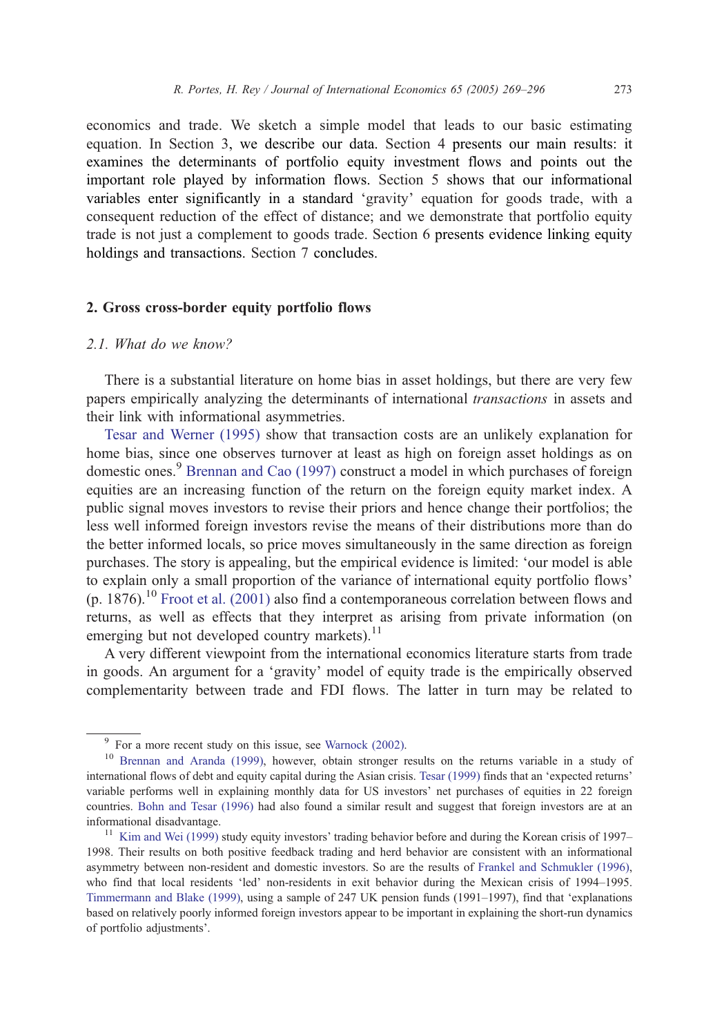economics and trade. We sketch a simple model that leads to our basic estimating equation. In Section 3, we describe our data. Section 4 presents our main results: it examines the determinants of portfolio equity investment flows and points out the important role played by information flows. Section 5 shows that our informational variables enter significantly in a standard 'gravity' equation for goods trade, with a consequent reduction of the effect of distance; and we demonstrate that portfolio equity trade is not just a complement to goods trade. Section 6 presents evidence linking equity holdings and transactions. Section 7 concludes.

## 2. Gross cross-border equity portfolio flows

### 2.1. What do we know?

There is a substantial literature on home bias in asset holdings, but there are very few papers empirically analyzing the determinants of international *transactions* in assets and their link with informational asymmetries.

Tesar and Werner (1995) show that transaction costs are an unlikely explanation for home bias, since one observes turnover at least as high on foreign asset holdings as on domestic ones.[9] Brennan and Cao (1997) construct a model in which purchases of foreign equities are an increasing function of the return on the foreign equity market index. A public signal moves investors to revise their priors and hence change their portfolios; the less well informed foreign investors revise the means of their distributions more than do the better informed locals, so price moves simultaneously in the same direction as foreign purchases. The story is appealing, but the empirical evidence is limited: 'our model is able to explain only a small proportion of the variance of international equity portfolio flows' (p. 1876).[10] Froot et al. (2001) also find a contemporaneous correlation between flows and returns, as well as effects that they interpret as arising from private information (on emerging but not developed country markets).[11]

A very different viewpoint from the international economics literature starts from trade in goods. An argument for a 'gravity' model of equity trade is the empirically observed complementarity between trade and FDI flows. The latter in turn may be related to

[9] For a more recent study on this issue, see Warnock (2002).

[10] Brennan and Aranda (1999), however, obtain stronger results on the returns variable in a study of international flows of debt and equity capital during the Asian crisis. Tesar (1999) finds that an 'expected returns' variable performs well in explaining monthly data for US investors' net purchases of equities in 22 foreign countries. Bohn and Tesar (1996) had also found a similar result and suggest that foreign investors are at an informational disadvantage.

[11] Kim and Wei (1999) study equity investors' trading behavior before and during the Korean crisis of 1997–1998. Their results on both positive feedback trading and herd behavior are consistent with an informational asymmetry between non-resident and domestic investors. So are the results of Frankel and Schmukler (1996), who find that local residents 'led' non-residents in exit behavior during the Mexican crisis of 1994–1995. Timmermann and Blake (1999), using a sample of 247 UK pension funds (1991–1997), find that 'explanations based on relatively poorly informed foreign investors appear to be important in explaining the short-run dynamics of portfolio adjustments'.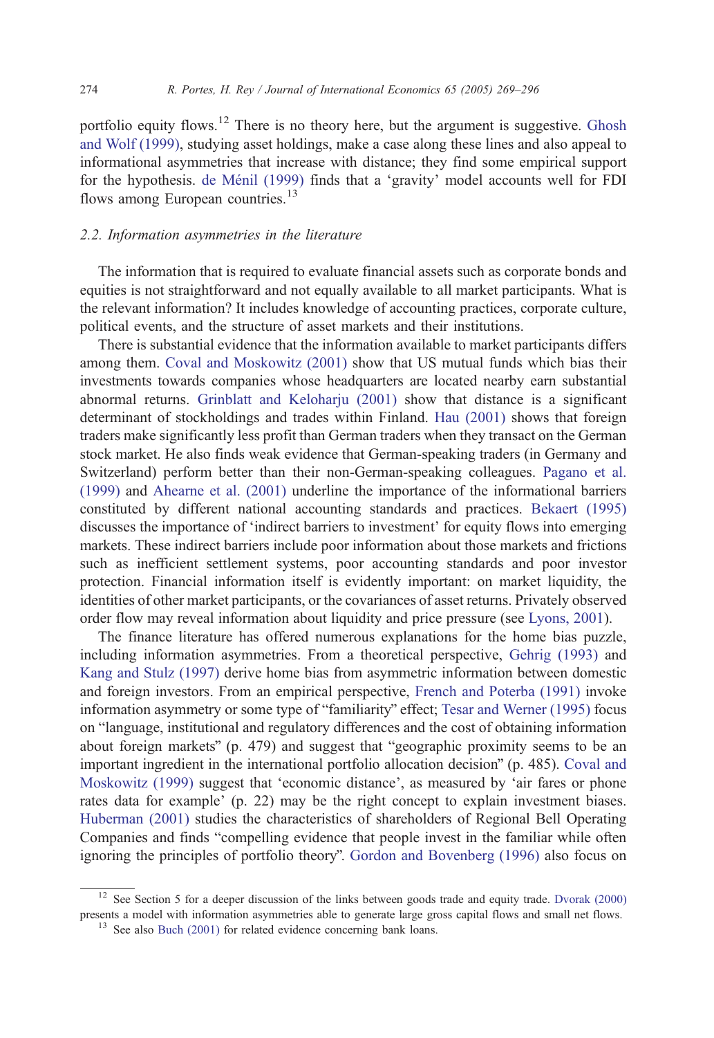portfolio equity flows.[12] There is no theory here, but the argument is suggestive. Ghosh and Wolf (1999), studying asset holdings, make a case along these lines and also appeal to informational asymmetries that increase with distance; they find some empirical support for the hypothesis. de Ménil (1999) finds that a 'gravity' model accounts well for FDI flows among European countries.[13]

### *2.2. Information asymmetries in the literature*

The information that is required to evaluate financial assets such as corporate bonds and equities is not straightforward and not equally available to all market participants. What is the relevant information? It includes knowledge of accounting practices, corporate culture, political events, and the structure of asset markets and their institutions.

There is substantial evidence that the information available to market participants differs among them. Coval and Moskowitz (2001) show that US mutual funds which bias their investments towards companies whose headquarters are located nearby earn substantial abnormal returns. Grinblatt and Keloharju (2001) show that distance is a significant determinant of stockholdings and trades within Finland. Hau (2001) shows that foreign traders make significantly less profit than German traders when they transact on the German stock market. He also finds weak evidence that German-speaking traders (in Germany and Switzerland) perform better than their non-German-speaking colleagues. Pagano et al. (1999) and Ahearne et al. (2001) underline the importance of the informational barriers constituted by different national accounting standards and practices. Bekaert (1995) discusses the importance of 'indirect barriers to investment' for equity flows into emerging markets. These indirect barriers include poor information about those markets and frictions such as inefficient settlement systems, poor accounting standards and poor investor protection. Financial information itself is evidently important: on market liquidity, the identities of other market participants, or the covariances of asset returns. Privately observed order flow may reveal information about liquidity and price pressure (see Lyons, 2001).

The finance literature has offered numerous explanations for the home bias puzzle, including information asymmetries. From a theoretical perspective, Gehrig (1993) and Kang and Stulz (1997) derive home bias from asymmetric information between domestic and foreign investors. From an empirical perspective, French and Poterba (1991) invoke information asymmetry or some type of "familiarity" effect; Tesar and Werner (1995) focus on "language, institutional and regulatory differences and the cost of obtaining information about foreign markets" (p. 479) and suggest that "geographic proximity seems to be an important ingredient in the international portfolio allocation decision" (p. 485). Coval and Moskowitz (1999) suggest that 'economic distance', as measured by 'air fares or phone rates data for example' (p. 22) may be the right concept to explain investment biases. Huberman (2001) studies the characteristics of shareholders of Regional Bell Operating Companies and finds "compelling evidence that people invest in the familiar while often ignoring the principles of portfolio theory". Gordon and Bovenberg (1996) also focus on

[12] See Section 5 for a deeper discussion of the links between goods trade and equity trade. Dvorak (2000) presents a model with information asymmetries able to generate large gross capital flows and small net flows.

[13] See also Buch (2001) for related evidence concerning bank loans.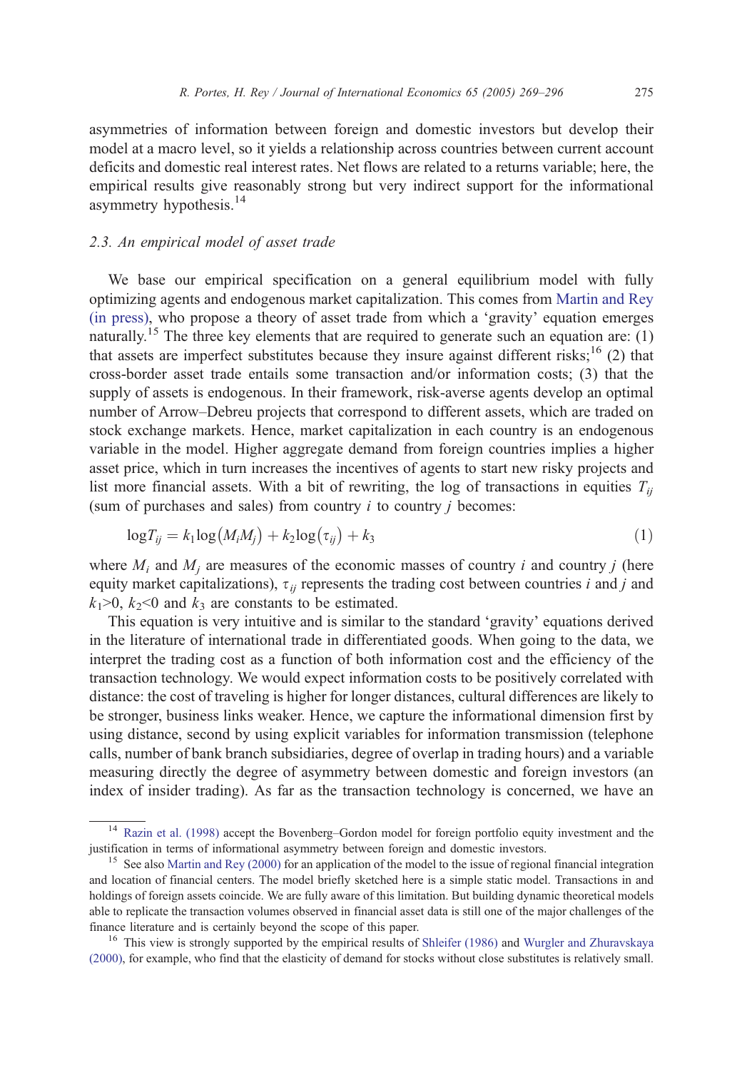asymmetries of information between foreign and domestic investors but develop their model at a macro level, so it yields a relationship across countries between current account deficits and domestic real interest rates. Net flows are related to a returns variable; here, the empirical results give reasonably strong but very indirect support for the informational asymmetry hypothesis.[14]

### 2.3. An empirical model of asset trade

We base our empirical specification on a general equilibrium model with fully optimizing agents and endogenous market capitalization. This comes from Martin and Rey (in press), who propose a theory of asset trade from which a 'gravity' equation emerges naturally.[15] The three key elements that are required to generate such an equation are: (1) that assets are imperfect substitutes because they insure against different risks;[16] (2) that cross-border asset trade entails some transaction and/or information costs; (3) that the supply of assets is endogenous. In their framework, risk-averse agents develop an optimal number of Arrow–Debreu projects that correspond to different assets, which are traded on stock exchange markets. Hence, market capitalization in each country is an endogenous variable in the model. Higher aggregate demand from foreign countries implies a higher asset price, which in turn increases the incentives of agents to start new risky projects and list more financial assets. With a bit of rewriting, the log of transactions in equities $T_{ij}$ (sum of purchases and sales) from country $i$ to country $j$ becomes:

$$\log T_{ij} = k_1 \log(M_i M_j) + k_2 \log(\tau_{ij}) + k_3 \tag{1}$$

where $M_i$ and $M_j$ are measures of the economic masses of country $i$ and country $j$ (here equity market capitalizations), $\tau_{ij}$ represents the trading cost between countries $i$ and $j$ and $k_1>0$, $k_2<0$ and $k_3$ are constants to be estimated.

This equation is very intuitive and is similar to the standard 'gravity' equations derived in the literature of international trade in differentiated goods. When going to the data, we interpret the trading cost as a function of both information cost and the efficiency of the transaction technology. We would expect information costs to be positively correlated with distance: the cost of traveling is higher for longer distances, cultural differences are likely to be stronger, business links weaker. Hence, we capture the informational dimension first by using distance, second by using explicit variables for information transmission (telephone calls, number of bank branch subsidiaries, degree of overlap in trading hours) and a variable measuring directly the degree of asymmetry between domestic and foreign investors (an index of insider trading). As far as the transaction technology is concerned, we have an

---

[14] Razin et al. (1998) accept the Bovenberg–Gordon model for foreign portfolio equity investment and the justification in terms of informational asymmetry between foreign and domestic investors.

[15] See also Martin and Rey (2000) for an application of the model to the issue of regional financial integration and location of financial centers. The model briefly sketched here is a simple static model. Transactions in and holdings of foreign assets coincide. We are fully aware of this limitation. But building dynamic theoretical models able to replicate the transaction volumes observed in financial asset data is still one of the major challenges of the finance literature and is certainly beyond the scope of this paper.

[16] This view is strongly supported by the empirical results of Shleifer (1986) and Wurgler and Zhuravskaya (2000), for example, who find that the elasticity of demand for stocks without close substitutes is relatively small.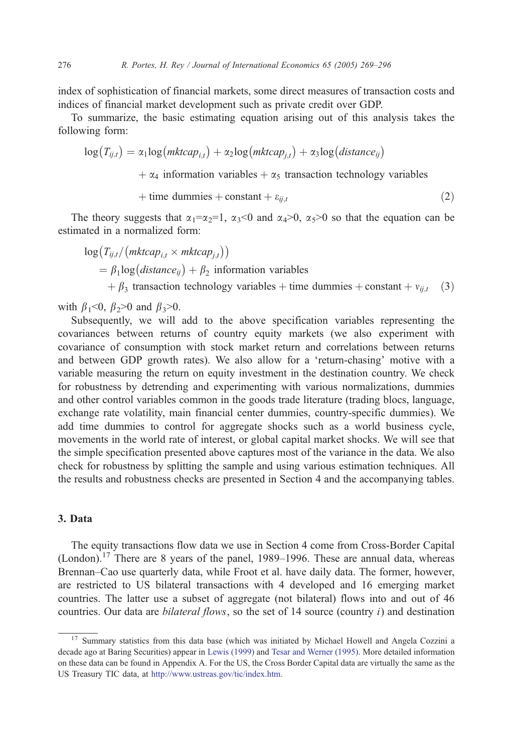index of sophistication of financial markets, some direct measures of transaction costs and indices of financial market development such as private credit over GDP.

To summarize, the basic estimating equation arising out of this analysis takes the following form:

$$\log(T_{ij,t}) = \alpha_1 \log(mktcap_{i,t}) + \alpha_2 \log(mktcap_{j,t}) + \alpha_3 \log(distance_{ij}) + \alpha_4 \text{ information variables} + \alpha_5 \text{ transaction technology variables} + \text{time dummies} + \text{constant} + \varepsilon_{ij,t} \quad (2)$$

The theory suggests that $\alpha_1=\alpha_2=1$, $\alpha_3<0$ and $\alpha_4>0$, $\alpha_5>0$ so that the equation can be estimated in a normalized form:

$$\log(T_{ij,t}/(mktcap_{i,t} \times mktcap_{j,t})) = \beta_1 \log(distance_{ij}) + \beta_2 \text{ information variables} + \beta_3 \text{ transaction technology variables} + \text{time dummies} + \text{constant} + v_{ij,t} \quad (3)$$

with $\beta_1<0$, $\beta_2>0$ and $\beta_3>0$.

Subsequently, we will add to the above specification variables representing the covariances between returns of country equity markets (we also experiment with covariance of consumption with stock market return and correlations between returns and between GDP growth rates). We also allow for a 'return-chasing' motive with a variable measuring the return on equity investment in the destination country. We check for robustness by detrending and experimenting with various normalizations, dummies and other control variables common in the goods trade literature (trading blocs, language, exchange rate volatility, main financial center dummies, country-specific dummies). We add time dummies to control for aggregate shocks such as a world business cycle, movements in the world rate of interest, or global capital market shocks. We will see that the simple specification presented above captures most of the variance in the data. We also check for robustness by splitting the sample and using various estimation techniques. All the results and robustness checks are presented in Section 4 and the accompanying tables.

## 3. Data

The equity transactions flow data we use in Section 4 come from Cross-Border Capital (London).[17] There are 8 years of the panel, 1989–1996. These are annual data, whereas Brennan–Cao use quarterly data, while Froot et al. have daily data. The former, however, are restricted to US bilateral transactions with 4 developed and 16 emerging market countries. The latter use a subset of aggregate (not bilateral) flows into and out of 46 countries. Our data are *bilateral flows*, so the set of 14 source (country $i$) and destination

[17] Summary statistics from this data base (which was initiated by Michael Howell and Angela Cozzini a decade ago at Baring Securities) appear in Lewis (1999) and Tesar and Werner (1995). More detailed information on these data can be found in Appendix A. For the US, the Cross Border Capital data are virtually the same as the US Treasury TIC data, at http://www.ustreas.gov/tic/index.htm.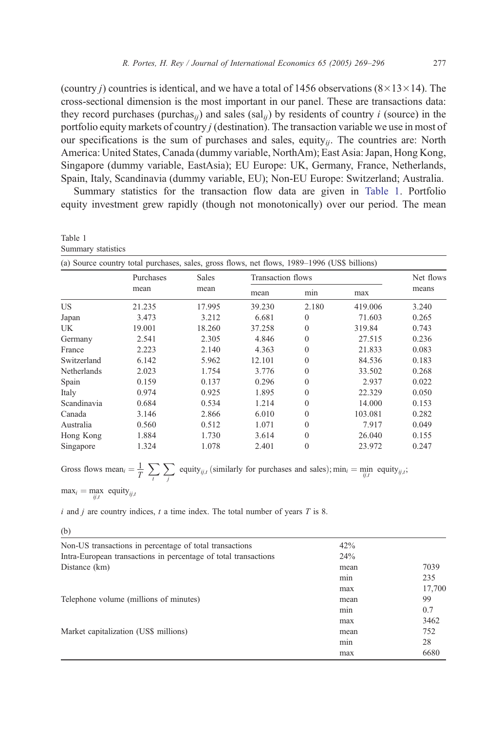(country $j$) countries is identical, and we have a total of 1456 observations ($8 \times 13 \times 14$). The cross-sectional dimension is the most important in our panel. These are transactions data: they record purchases ($\text{purchas}_{ij}$) and sales ($\text{sal}_{ij}$) by residents of country $i$ (source) in the portfolio equity markets of country $j$ (destination). The transaction variable we use in most of our specifications is the sum of purchases and sales, $\text{equity}_{ij}$. The countries are: North America: United States, Canada (dummy variable, NorthAm); East Asia: Japan, Hong Kong, Singapore (dummy variable, EastAsia); EU Europe: UK, Germany, France, Netherlands, Spain, Italy, Scandinavia (dummy variable, EU); Non-EU Europe: Switzerland; Australia.

Summary statistics for the transaction flow data are given in Table 1. Portfolio equity investment grew rapidly (though not monotonically) over our period. The mean

Table 1
Summary statistics

(a) Source country total purchases, sales, gross flows, net flows, 1989–1996 (US$ billions)

| | Purchases | Sales | Transaction flows | | | Net flows |
|---|---|---|---|---|---|---|
| | mean | mean | mean | min | max | means |
| US | 21.235 | 17.995 | 39.230 | 2.180 | 419.006 | 3.240 |
| Japan | 3.473 | 3.212 | 6.681 | 0 | 71.603 | 0.265 |
| UK | 19.001 | 18.260 | 37.258 | 0 | 319.84 | 0.743 |
| Germany | 2.541 | 2.305 | 4.846 | 0 | 27.515 | 0.236 |
| France | 2.223 | 2.140 | 4.363 | 0 | 21.833 | 0.083 |
| Switzerland | 6.142 | 5.962 | 12.101 | 0 | 84.536 | 0.183 |
| Netherlands | 2.023 | 1.754 | 3.776 | 0 | 33.502 | 0.268 |
| Spain | 0.159 | 0.137 | 0.296 | 0 | 2.937 | 0.022 |
| Italy | 0.974 | 0.925 | 1.895 | 0 | 22.329 | 0.050 |
| Scandinavia | 0.684 | 0.534 | 1.214 | 0 | 14.000 | 0.153 |
| Canada | 3.146 | 2.866 | 6.010 | 0 | 103.081 | 0.282 |
| Australia | 0.560 | 0.512 | 1.071 | 0 | 7.917 | 0.049 |
| Hong Kong | 1.884 | 1.730 | 3.614 | 0 | 26.040 | 0.155 |
| Singapore | 1.324 | 1.078 | 2.401 | 0 | 23.972 | 0.247 |

Gross flows $\text{mean}_i = \frac{1}{T}\sum_t \sum_j \text{equity}_{ij,t}$ (similarly for purchases and sales); $\text{min}_i = \min_{ij,t} \text{equity}_{ij,t}$;

$\text{max}_i = \max_{ij,t} \text{equity}_{ij,t}$

$i$ and $j$ are country indices, $t$ a time index. The total number of years $T$ is 8.

(b)

| | | |
|---|---|---|
| Non-US transactions in percentage of total transactions | 42% | |
| Intra-European transactions in percentage of total transactions | 24% | |
| Distance (km) | mean | 7039 |
| | min | 235 |
| | max | 17,700 |
| Telephone volume (millions of minutes) | mean | 99 |
| | min | 0.7 |
| | max | 3462 |
| Market capitalization (US$ millions) | mean | 752 |
| | min | 28 |
| | max | 6680 |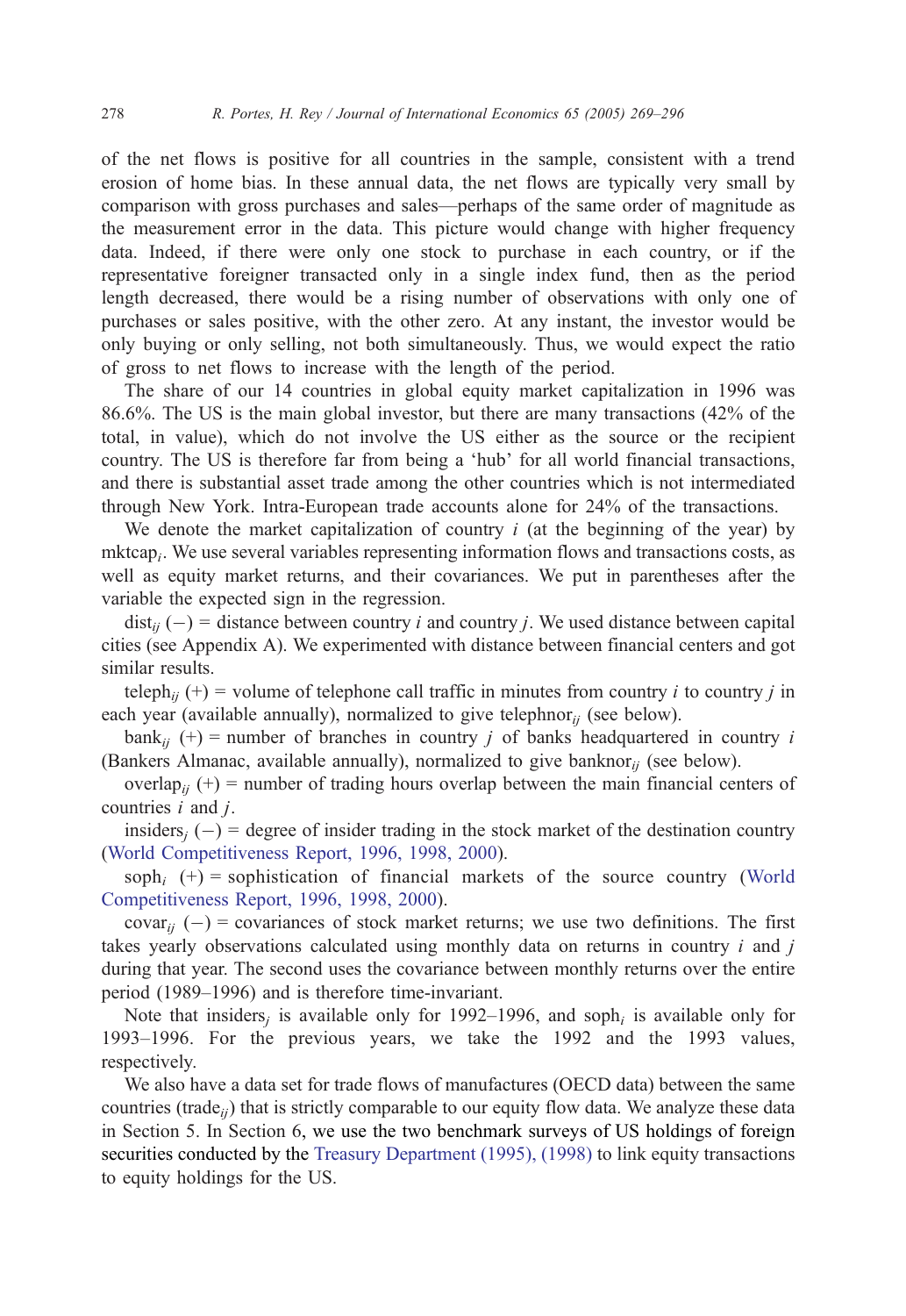of the net flows is positive for all countries in the sample, consistent with a trend erosion of home bias. In these annual data, the net flows are typically very small by comparison with gross purchases and sales—perhaps of the same order of magnitude as the measurement error in the data. This picture would change with higher frequency data. Indeed, if there were only one stock to purchase in each country, or if the representative foreigner transacted only in a single index fund, then as the period length decreased, there would be a rising number of observations with only one of purchases or sales positive, with the other zero. At any instant, the investor would be only buying or only selling, not both simultaneously. Thus, we would expect the ratio of gross to net flows to increase with the length of the period.

The share of our 14 countries in global equity market capitalization in 1996 was 86.6%. The US is the main global investor, but there are many transactions (42% of the total, in value), which do not involve the US either as the source or the recipient country. The US is therefore far from being a 'hub' for all world financial transactions, and there is substantial asset trade among the other countries which is not intermediated through New York. Intra-European trade accounts alone for 24% of the transactions.

We denote the market capitalization of country $i$ (at the beginning of the year) by $\text{mktcap}_i$. We use several variables representing information flows and transactions costs, as well as equity market returns, and their covariances. We put in parentheses after the variable the expected sign in the regression.

$\text{dist}_{ij}$ (−) = distance between country $i$ and country $j$. We used distance between capital cities (see Appendix A). We experimented with distance between financial centers and got similar results.

$\text{teleph}_{ij}$ (+) = volume of telephone call traffic in minutes from country $i$ to country $j$ in each year (available annually), normalized to give $\text{telephnor}_{ij}$ (see below).

$\text{bank}_{ij}$ (+) = number of branches in country $j$ of banks headquartered in country $i$ (Bankers Almanac, available annually), normalized to give $\text{banknor}_{ij}$ (see below).

$\text{overlap}_{ij}$ (+) = number of trading hours overlap between the main financial centers of countries $i$ and $j$.

$\text{insiders}_j$ (−) = degree of insider trading in the stock market of the destination country (World Competitiveness Report, 1996, 1998, 2000).

$\text{soph}_i$ (+) = sophistication of financial markets of the source country (World Competitiveness Report, 1996, 1998, 2000).

$\text{covar}_{ij}$ (−) = covariances of stock market returns; we use two definitions. The first takes yearly observations calculated using monthly data on returns in country $i$ and $j$ during that year. The second uses the covariance between monthly returns over the entire period (1989–1996) and is therefore time-invariant.

Note that $\text{insiders}_j$ is available only for 1992–1996, and $\text{soph}_i$ is available only for 1993–1996. For the previous years, we take the 1992 and the 1993 values, respectively.

We also have a data set for trade flows of manufactures (OECD data) between the same countries ($\text{trade}_{ij}$) that is strictly comparable to our equity flow data. We analyze these data in Section 5. In Section 6, we use the two benchmark surveys of US holdings of foreign securities conducted by the Treasury Department (1995), (1998) to link equity transactions to equity holdings for the US.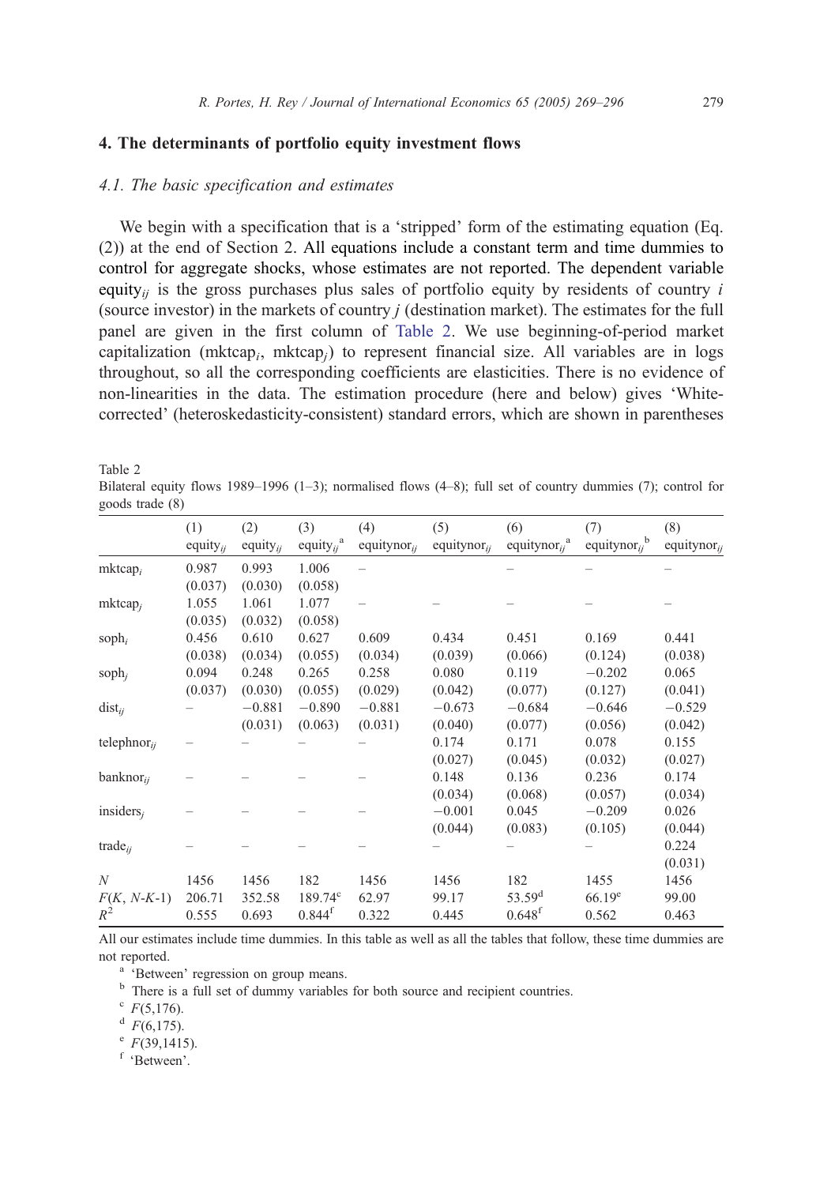## 4. The determinants of portfolio equity investment flows

### 4.1. The basic specification and estimates

We begin with a specification that is a 'stripped' form of the estimating equation (Eq. (2)) at the end of Section 2. All equations include a constant term and time dummies to control for aggregate shocks, whose estimates are not reported. The dependent variable $\text{equity}_{ij}$ is the gross purchases plus sales of portfolio equity by residents of country $i$ (source investor) in the markets of country $j$ (destination market). The estimates for the full panel are given in the first column of Table 2. We use beginning-of-period market capitalization ($\text{mktcap}_i$, $\text{mktcap}_j$) to represent financial size. All variables are in logs throughout, so all the corresponding coefficients are elasticities. There is no evidence of non-linearities in the data. The estimation procedure (here and below) gives 'White-corrected' (heteroskedasticity-consistent) standard errors, which are shown in parentheses

Table 2
Bilateral equity flows 1989–1996 (1–3); normalised flows (4–8); full set of country dummies (7); control for goods trade (8)

| | (1) $\text{equity}_{ij}$ | (2) $\text{equity}_{ij}$ | (3) $\text{equity}_{ij}$[a] | (4) $\text{equitynor}_{ij}$ | (5) $\text{equitynor}_{ij}$ | (6) $\text{equitynor}_{ij}$[a] | (7) $\text{equitynor}_{ij}$[b] | (8) $\text{equitynor}_{ij}$ |
|---|---|---|---|---|---|---|---|---|
| $\text{mktcap}_i$ | 0.987 | 0.993 | 1.006 | – | – | – | – | – |
| | (0.037) | (0.030) | (0.058) | | | | | |
| $\text{mktcap}_j$ | 1.055 | 1.061 | 1.077 | – | – | – | – | – |
| | (0.035) | (0.032) | (0.058) | | | | | |
| $\text{soph}_i$ | 0.456 | 0.610 | 0.627 | 0.609 | 0.434 | 0.451 | 0.169 | 0.441 |
| | (0.038) | (0.034) | (0.055) | (0.034) | (0.039) | (0.066) | (0.124) | (0.038) |
| $\text{soph}_j$ | 0.094 | 0.248 | 0.265 | 0.258 | 0.080 | 0.119 | −0.202 | 0.065 |
| | (0.037) | (0.030) | (0.055) | (0.029) | (0.042) | (0.077) | (0.127) | (0.041) |
| $\text{dist}_{ij}$ | – | −0.881 | −0.890 | −0.881 | −0.673 | −0.684 | −0.646 | −0.529 |
| | | (0.031) | (0.063) | (0.031) | (0.040) | (0.077) | (0.056) | (0.042) |
| $\text{telephnor}_{ij}$ | – | – | – | – | 0.174 | 0.171 | 0.078 | 0.155 |
| | | | | | (0.027) | (0.045) | (0.032) | (0.027) |
| $\text{banknor}_{ij}$ | – | – | – | – | 0.148 | 0.136 | 0.236 | 0.174 |
| | | | | | (0.034) | (0.068) | (0.057) | (0.034) |
| $\text{insiders}_j$ | – | – | – | – | −0.001 | 0.045 | −0.209 | 0.026 |
| | | | | | (0.044) | (0.083) | (0.105) | (0.044) |
| $\text{trade}_{ij}$ | – | – | – | – | – | – | – | 0.224 |
| | | | | | | | | (0.031) |
| $N$ | 1456 | 1456 | 182 | 1456 | 1456 | 182 | 1455 | 1456 |
| $F(K, N\text{-}K\text{-}1)$ | 206.71 | 352.58 | 189.74[c] | 62.97 | 99.17 | 53.59[d] | 66.19[e] | 99.00 |
| $R^2$ | 0.555 | 0.693 | 0.844[f] | 0.322 | 0.445 | 0.648[f] | 0.562 | 0.463 |

All our estimates include time dummies. In this table as well as all the tables that follow, these time dummies are not reported.

[a] 'Between' regression on group means.

[b] There is a full set of dummy variables for both source and recipient countries.

[c] $F(5,176)$.

[d] $F(6,175)$.

[e] $F(39,1415)$.

[f] 'Between'.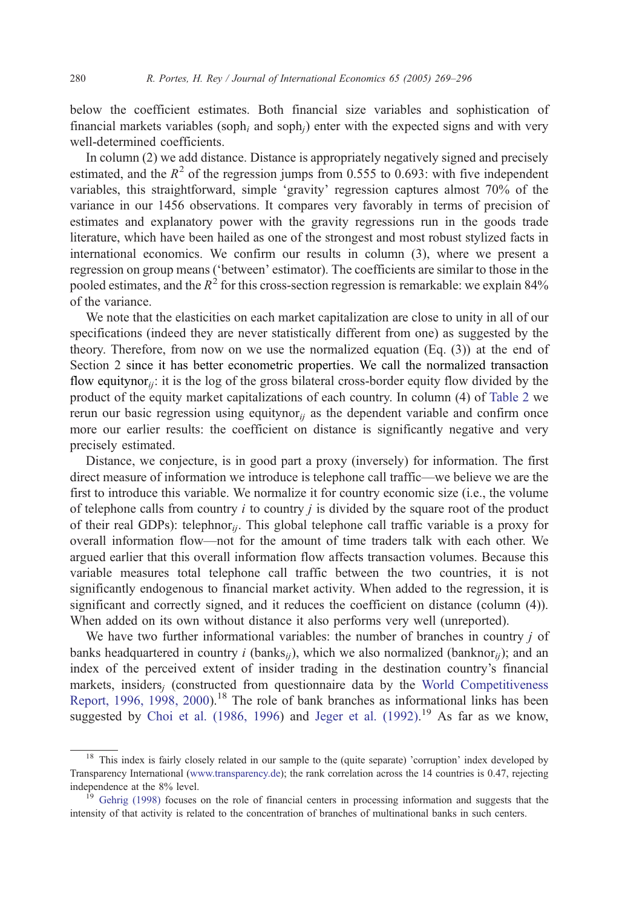below the coefficient estimates. Both financial size variables and sophistication of financial markets variables ($\text{soph}_i$ and $\text{soph}_j$) enter with the expected signs and with very well-determined coefficients.

In column (2) we add distance. Distance is appropriately negatively signed and precisely estimated, and the $R^2$ of the regression jumps from 0.555 to 0.693: with five independent variables, this straightforward, simple 'gravity' regression captures almost 70% of the variance in our 1456 observations. It compares very favorably in terms of precision of estimates and explanatory power with the gravity regressions run in the goods trade literature, which have been hailed as one of the strongest and most robust stylized facts in international economics. We confirm our results in column (3), where we present a regression on group means ('between' estimator). The coefficients are similar to those in the pooled estimates, and the $R^2$ for this cross-section regression is remarkable: we explain 84% of the variance.

We note that the elasticities on each market capitalization are close to unity in all of our specifications (indeed they are never statistically different from one) as suggested by the theory. Therefore, from now on we use the normalized equation (Eq. (3)) at the end of Section 2 since it has better econometric properties. We call the normalized transaction flow $\text{equitynor}_{ij}$: it is the log of the gross bilateral cross-border equity flow divided by the product of the equity market capitalizations of each country. In column (4) of Table 2 we rerun our basic regression using $\text{equitynor}_{ij}$ as the dependent variable and confirm once more our earlier results: the coefficient on distance is significantly negative and very precisely estimated.

Distance, we conjecture, is in good part a proxy (inversely) for information. The first direct measure of information we introduce is telephone call traffic—we believe we are the first to introduce this variable. We normalize it for country economic size (i.e., the volume of telephone calls from country $i$ to country $j$ is divided by the square root of the product of their real GDPs): $\text{telephnor}_{ij}$. This global telephone call traffic variable is a proxy for overall information flow—not for the amount of time traders talk with each other. We argued earlier that this overall information flow affects transaction volumes. Because this variable measures total telephone call traffic between the two countries, it is not significantly endogenous to financial market activity. When added to the regression, it is significant and correctly signed, and it reduces the coefficient on distance (column (4)). When added on its own without distance it also performs very well (unreported).

We have two further informational variables: the number of branches in country $j$ of banks headquartered in country $i$ ($\text{banks}_{ij}$), which we also normalized ($\text{banknor}_{ij}$); and an index of the perceived extent of insider trading in the destination country's financial markets, $\text{insiders}_j$ (constructed from questionnaire data by the World Competitiveness Report, 1996, 1998, 2000).[18] The role of bank branches as informational links has been suggested by Choi et al. (1986, 1996) and Jeger et al. (1992).[19] As far as we know,

[18] This index is fairly closely related in our sample to the (quite separate) 'corruption' index developed by Transparency International (www.transparency.de); the rank correlation across the 14 countries is 0.47, rejecting independence at the 8% level.

[19] Gehrig (1998) focuses on the role of financial centers in processing information and suggests that the intensity of that activity is related to the concentration of branches of multinational banks in such centers.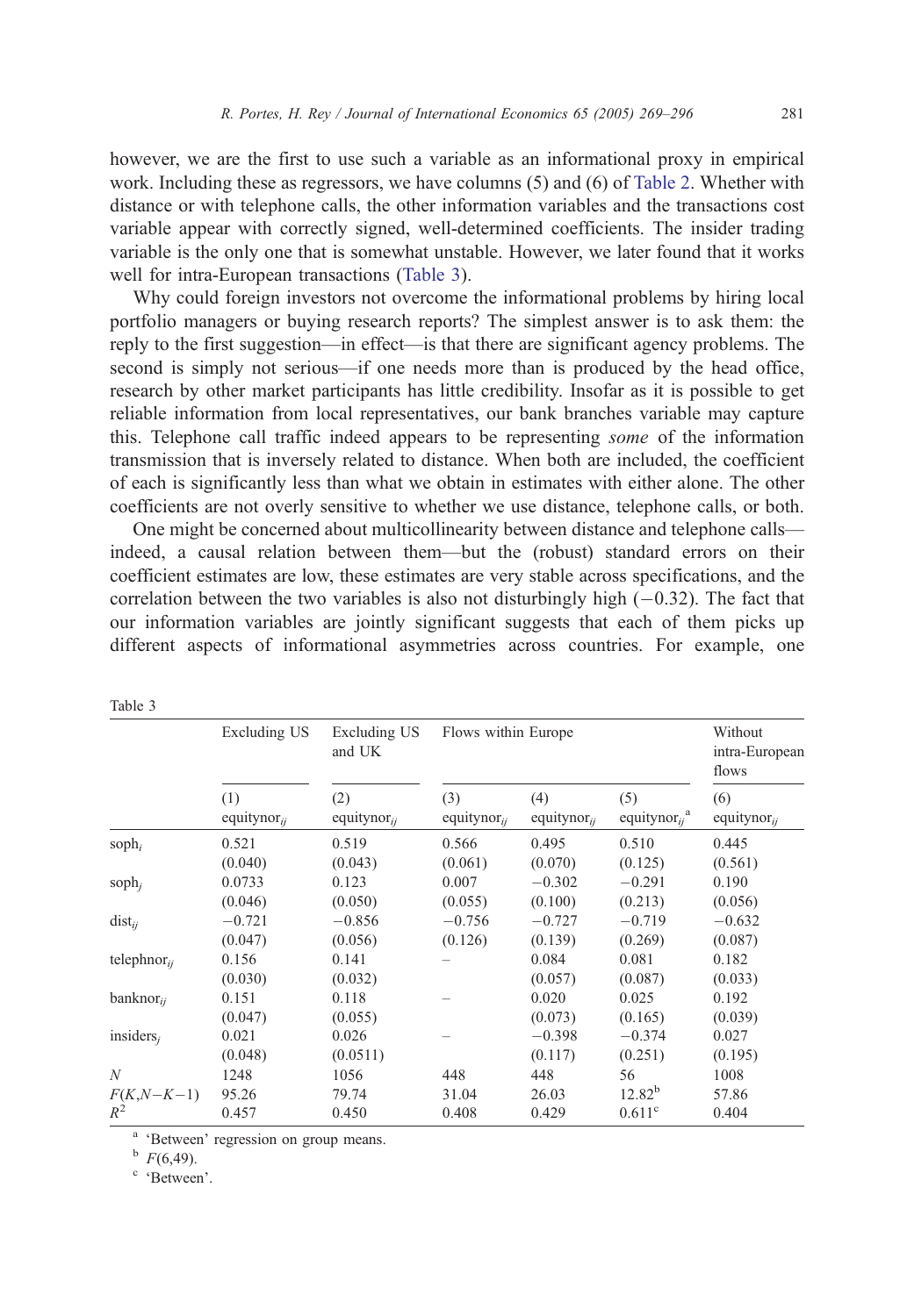however, we are the first to use such a variable as an informational proxy in empirical work. Including these as regressors, we have columns (5) and (6) of Table 2. Whether with distance or with telephone calls, the other information variables and the transactions cost variable appear with correctly signed, well-determined coefficients. The insider trading variable is the only one that is somewhat unstable. However, we later found that it works well for intra-European transactions (Table 3).

Why could foreign investors not overcome the informational problems by hiring local portfolio managers or buying research reports? The simplest answer is to ask them: the reply to the first suggestion—in effect—is that there are significant agency problems. The second is simply not serious—if one needs more than is produced by the head office, research by other market participants has little credibility. Insofar as it is possible to get reliable information from local representatives, our bank branches variable may capture this. Telephone call traffic indeed appears to be representing *some* of the information transmission that is inversely related to distance. When both are included, the coefficient of each is significantly less than what we obtain in estimates with either alone. The other coefficients are not overly sensitive to whether we use distance, telephone calls, or both.

One might be concerned about multicollinearity between distance and telephone calls—indeed, a causal relation between them—but the (robust) standard errors on their coefficient estimates are low, these estimates are very stable across specifications, and the correlation between the two variables is also not disturbingly high (−0.32). The fact that our information variables are jointly significant suggests that each of them picks up different aspects of informational asymmetries across countries. For example, one

Table 3

| | Excluding US | Excluding US and UK | Flows within Europe | | | Without intra-European flows |
|---|---|---|---|---|---|---|
| | (1) $equitynor_{ij}$ | (2) $equitynor_{ij}$ | (3) $equitynor_{ij}$ | (4) $equitynor_{ij}$ | (5) $equitynor_{ij}$[a] | (6) $equitynor_{ij}$ |
| $soph_i$ | 0.521 | 0.519 | 0.566 | 0.495 | 0.510 | 0.445 |
| | (0.040) | (0.043) | (0.061) | (0.070) | (0.125) | (0.561) |
| $soph_j$ | 0.0733 | 0.123 | 0.007 | −0.302 | −0.291 | 0.190 |
| | (0.046) | (0.050) | (0.055) | (0.100) | (0.213) | (0.056) |
| $dist_{ij}$ | −0.721 | −0.856 | −0.756 | −0.727 | −0.719 | −0.632 |
| | (0.047) | (0.056) | (0.126) | (0.139) | (0.269) | (0.087) |
| $telephnor_{ij}$ | 0.156 | 0.141 | – | 0.084 | 0.081 | 0.182 |
| | (0.030) | (0.032) | | (0.057) | (0.087) | (0.033) |
| $banknor_{ij}$ | 0.151 | 0.118 | – | 0.020 | 0.025 | 0.192 |
| | (0.047) | (0.055) | | (0.073) | (0.165) | (0.039) |
| $insiders_j$ | 0.021 | 0.026 | – | −0.398 | −0.374 | 0.027 |
| | (0.048) | (0.0511) | | (0.117) | (0.251) | (0.195) |
| $N$ | 1248 | 1056 | 448 | 448 | 56 | 1008 |
| $F(K,N-K-1)$ | 95.26 | 79.74 | 31.04 | 26.03 | 12.82[b] | 57.86 |
| $R^2$ | 0.457 | 0.450 | 0.408 | 0.429 | 0.611[c] | 0.404 |

[a] 'Between' regression on group means.

[b] $F(6,49)$.

[c] 'Between'.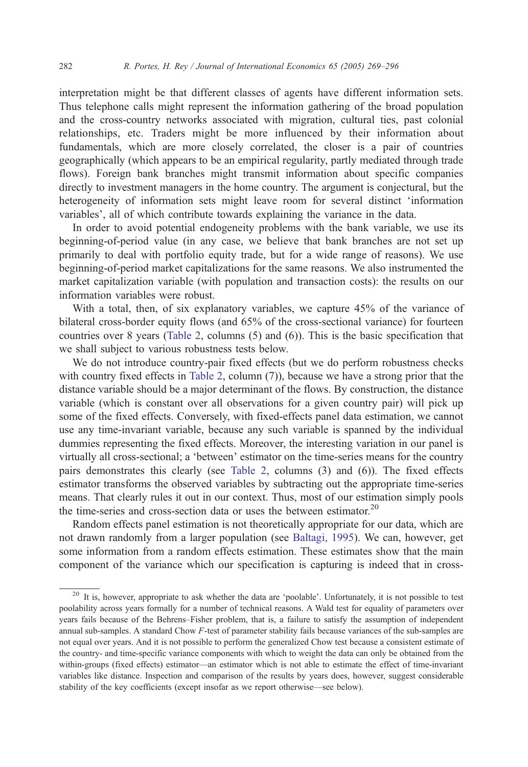interpretation might be that different classes of agents have different information sets. Thus telephone calls might represent the information gathering of the broad population and the cross-country networks associated with migration, cultural ties, past colonial relationships, etc. Traders might be more influenced by their information about fundamentals, which are more closely correlated, the closer is a pair of countries geographically (which appears to be an empirical regularity, partly mediated through trade flows). Foreign bank branches might transmit information about specific companies directly to investment managers in the home country. The argument is conjectural, but the heterogeneity of information sets might leave room for several distinct 'information variables', all of which contribute towards explaining the variance in the data.

In order to avoid potential endogeneity problems with the bank variable, we use its beginning-of-period value (in any case, we believe that bank branches are not set up primarily to deal with portfolio equity trade, but for a wide range of reasons). We use beginning-of-period market capitalizations for the same reasons. We also instrumented the market capitalization variable (with population and transaction costs): the results on our information variables were robust.

With a total, then, of six explanatory variables, we capture 45% of the variance of bilateral cross-border equity flows (and 65% of the cross-sectional variance) for fourteen countries over 8 years (Table 2, columns (5) and (6)). This is the basic specification that we shall subject to various robustness tests below.

We do not introduce country-pair fixed effects (but we do perform robustness checks with country fixed effects in Table 2, column (7)), because we have a strong prior that the distance variable should be a major determinant of the flows. By construction, the distance variable (which is constant over all observations for a given country pair) will pick up some of the fixed effects. Conversely, with fixed-effects panel data estimation, we cannot use any time-invariant variable, because any such variable is spanned by the individual dummies representing the fixed effects. Moreover, the interesting variation in our panel is virtually all cross-sectional; a 'between' estimator on the time-series means for the country pairs demonstrates this clearly (see Table 2, columns (3) and (6)). The fixed effects estimator transforms the observed variables by subtracting out the appropriate time-series means. That clearly rules it out in our context. Thus, most of our estimation simply pools the time-series and cross-section data or uses the between estimator.[20]

Random effects panel estimation is not theoretically appropriate for our data, which are not drawn randomly from a larger population (see Baltagi, 1995). We can, however, get some information from a random effects estimation. These estimates show that the main component of the variance which our specification is capturing is indeed that in cross-

[20] It is, however, appropriate to ask whether the data are 'poolable'. Unfortunately, it is not possible to test poolability across years formally for a number of technical reasons. A Wald test for equality of parameters over years fails because of the Behrens–Fisher problem, that is, a failure to satisfy the assumption of independent annual sub-samples. A standard Chow $F$-test of parameter stability fails because variances of the sub-samples are not equal over years. And it is not possible to perform the generalized Chow test because a consistent estimate of the country- and time-specific variance components with which to weight the data can only be obtained from the within-groups (fixed effects) estimator—an estimator which is not able to estimate the effect of time-invariant variables like distance. Inspection and comparison of the results by years does, however, suggest considerable stability of the key coefficients (except insofar as we report otherwise—see below).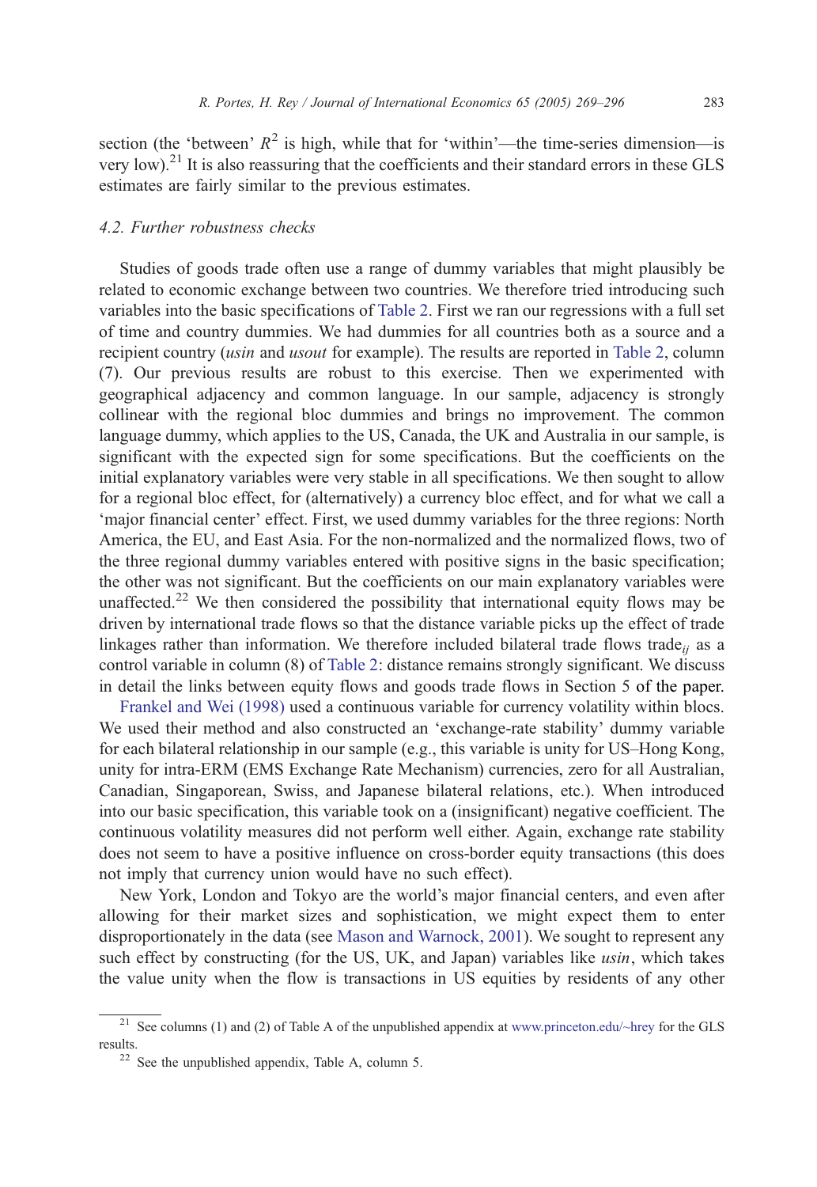section (the 'between' $R^2$ is high, while that for 'within'—the time-series dimension—is very low).[21] It is also reassuring that the coefficients and their standard errors in these GLS estimates are fairly similar to the previous estimates.

### 4.2. Further robustness checks

Studies of goods trade often use a range of dummy variables that might plausibly be related to economic exchange between two countries. We therefore tried introducing such variables into the basic specifications of Table 2. First we ran our regressions with a full set of time and country dummies. We had dummies for all countries both as a source and a recipient country (*usin* and *usout* for example). The results are reported in Table 2, column (7). Our previous results are robust to this exercise. Then we experimented with geographical adjacency and common language. In our sample, adjacency is strongly collinear with the regional bloc dummies and brings no improvement. The common language dummy, which applies to the US, Canada, the UK and Australia in our sample, is significant with the expected sign for some specifications. But the coefficients on the initial explanatory variables were very stable in all specifications. We then sought to allow for a regional bloc effect, for (alternatively) a currency bloc effect, and for what we call a 'major financial center' effect. First, we used dummy variables for the three regions: North America, the EU, and East Asia. For the non-normalized and the normalized flows, two of the three regional dummy variables entered with positive signs in the basic specification; the other was not significant. But the coefficients on our main explanatory variables were unaffected.[22] We then considered the possibility that international equity flows may be driven by international trade flows so that the distance variable picks up the effect of trade linkages rather than information. We therefore included bilateral trade flows $\text{trade}_{ij}$ as a control variable in column (8) of Table 2: distance remains strongly significant. We discuss in detail the links between equity flows and goods trade flows in Section 5 of the paper.

Frankel and Wei (1998) used a continuous variable for currency volatility within blocs. We used their method and also constructed an 'exchange-rate stability' dummy variable for each bilateral relationship in our sample (e.g., this variable is unity for US–Hong Kong, unity for intra-ERM (EMS Exchange Rate Mechanism) currencies, zero for all Australian, Canadian, Singaporean, Swiss, and Japanese bilateral relations, etc.). When introduced into our basic specification, this variable took on a (insignificant) negative coefficient. The continuous volatility measures did not perform well either. Again, exchange rate stability does not seem to have a positive influence on cross-border equity transactions (this does not imply that currency union would have no such effect).

New York, London and Tokyo are the world's major financial centers, and even after allowing for their market sizes and sophistication, we might expect them to enter disproportionately in the data (see Mason and Warnock, 2001). We sought to represent any such effect by constructing (for the US, UK, and Japan) variables like *usin*, which takes the value unity when the flow is transactions in US equities by residents of any other

---

[21] See columns (1) and (2) of Table A of the unpublished appendix at www.princeton.edu/~hrey for the GLS results.

[22] See the unpublished appendix, Table A, column 5.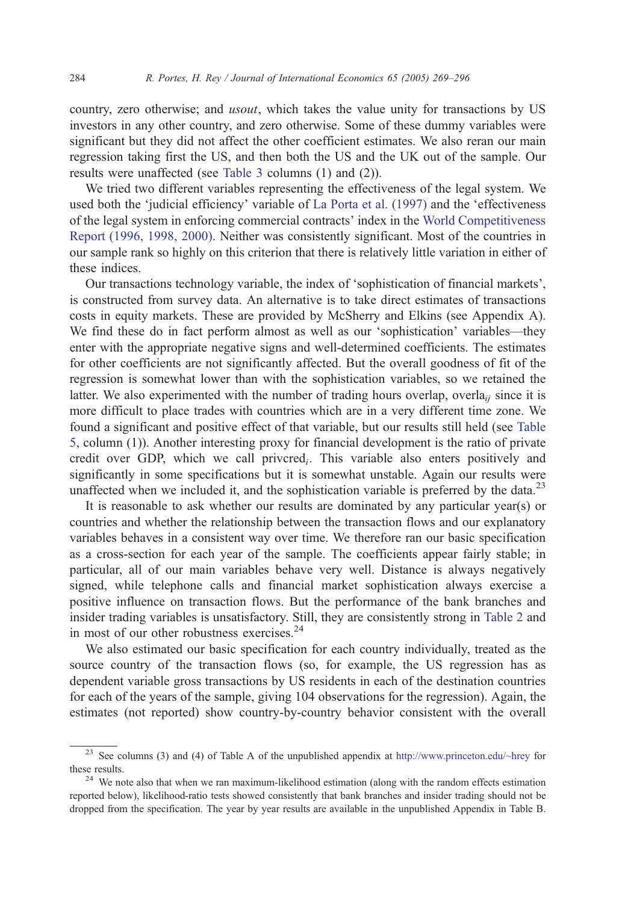country, zero otherwise; and *usout*, which takes the value unity for transactions by US investors in any other country, and zero otherwise. Some of these dummy variables were significant but they did not affect the other coefficient estimates. We also reran our main regression taking first the US, and then both the US and the UK out of the sample. Our results were unaffected (see Table 3 columns (1) and (2)).

We tried two different variables representing the effectiveness of the legal system. We used both the 'judicial efficiency' variable of La Porta et al. (1997) and the 'effectiveness of the legal system in enforcing commercial contracts' index in the World Competitiveness Report (1996, 1998, 2000). Neither was consistently significant. Most of the countries in our sample rank so highly on this criterion that there is relatively little variation in either of these indices.

Our transactions technology variable, the index of 'sophistication of financial markets', is constructed from survey data. An alternative is to take direct estimates of transactions costs in equity markets. These are provided by McSherry and Elkins (see Appendix A). We find these do in fact perform almost as well as our 'sophistication' variables—they enter with the appropriate negative signs and well-determined coefficients. The estimates for other coefficients are not significantly affected. But the overall goodness of fit of the regression is somewhat lower than with the sophistication variables, so we retained the latter. We also experimented with the number of trading hours overlap, $\text{overla}_{ij}$ since it is more difficult to place trades with countries which are in a very different time zone. We found a significant and positive effect of that variable, but our results still held (see Table 5, column (1)). Another interesting proxy for financial development is the ratio of private credit over GDP, which we call $\text{privcred}_i$. This variable also enters positively and significantly in some specifications but it is somewhat unstable. Again our results were unaffected when we included it, and the sophistication variable is preferred by the data.[23]

It is reasonable to ask whether our results are dominated by any particular year(s) or countries and whether the relationship between the transaction flows and our explanatory variables behaves in a consistent way over time. We therefore ran our basic specification as a cross-section for each year of the sample. The coefficients appear fairly stable; in particular, all of our main variables behave very well. Distance is always negatively signed, while telephone calls and financial market sophistication always exercise a positive influence on transaction flows. But the performance of the bank branches and insider trading variables is unsatisfactory. Still, they are consistently strong in Table 2 and in most of our other robustness exercises.[24]

We also estimated our basic specification for each country individually, treated as the source country of the transaction flows (so, for example, the US regression has as dependent variable gross transactions by US residents in each of the destination countries for each of the years of the sample, giving 104 observations for the regression). Again, the estimates (not reported) show country-by-country behavior consistent with the overall

[23] See columns (3) and (4) of Table A of the unpublished appendix at http://www.princeton.edu/~hrey for these results.

[24] We note also that when we ran maximum-likelihood estimation (along with the random effects estimation reported below), likelihood-ratio tests showed consistently that bank branches and insider trading should not be dropped from the specification. The year by year results are available in the unpublished Appendix in Table B.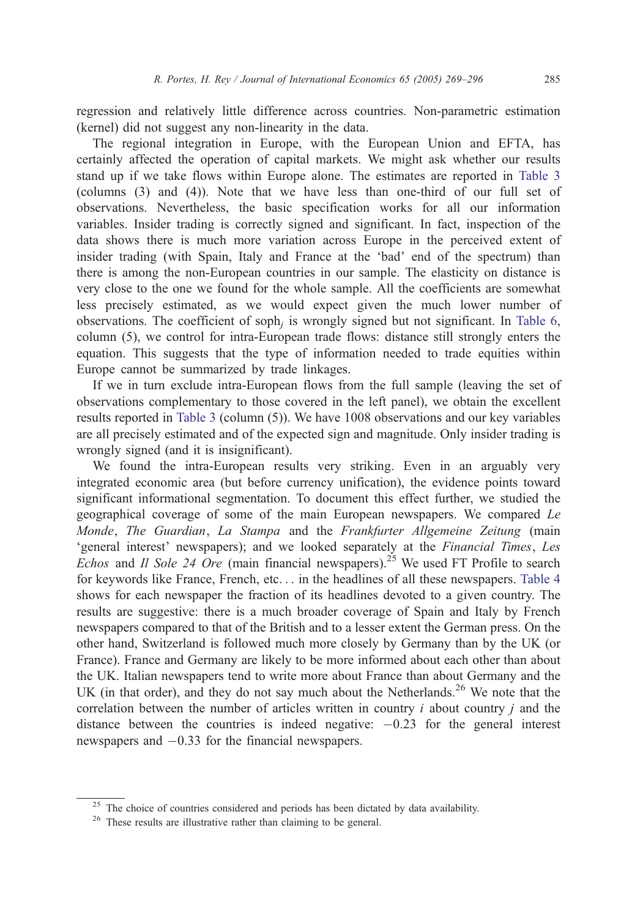regression and relatively little difference across countries. Non-parametric estimation (kernel) did not suggest any non-linearity in the data.

The regional integration in Europe, with the European Union and EFTA, has certainly affected the operation of capital markets. We might ask whether our results stand up if we take flows within Europe alone. The estimates are reported in Table 3 (columns (3) and (4)). Note that we have less than one-third of our full set of observations. Nevertheless, the basic specification works for all our information variables. Insider trading is correctly signed and significant. In fact, inspection of the data shows there is much more variation across Europe in the perceived extent of insider trading (with Spain, Italy and France at the 'bad' end of the spectrum) than there is among the non-European countries in our sample. The elasticity on distance is very close to the one we found for the whole sample. All the coefficients are somewhat less precisely estimated, as we would expect given the much lower number of observations. The coefficient of $\text{soph}_j$ is wrongly signed but not significant. In Table 6, column (5), we control for intra-European trade flows: distance still strongly enters the equation. This suggests that the type of information needed to trade equities within Europe cannot be summarized by trade linkages.

If we in turn exclude intra-European flows from the full sample (leaving the set of observations complementary to those covered in the left panel), we obtain the excellent results reported in Table 3 (column (5)). We have 1008 observations and our key variables are all precisely estimated and of the expected sign and magnitude. Only insider trading is wrongly signed (and it is insignificant).

We found the intra-European results very striking. Even in an arguably very integrated economic area (but before currency unification), the evidence points toward significant informational segmentation. To document this effect further, we studied the geographical coverage of some of the main European newspapers. We compared *Le Monde*, *The Guardian*, *La Stampa* and the *Frankfurter Allgemeine Zeitung* (main 'general interest' newspapers); and we looked separately at the *Financial Times*, *Les Echos* and *Il Sole 24 Ore* (main financial newspapers).[25] We used FT Profile to search for keywords like France, French, etc... in the headlines of all these newspapers. Table 4 shows for each newspaper the fraction of its headlines devoted to a given country. The results are suggestive: there is a much broader coverage of Spain and Italy by French newspapers compared to that of the British and to a lesser extent the German press. On the other hand, Switzerland is followed much more closely by Germany than by the UK (or France). France and Germany are likely to be more informed about each other than about the UK. Italian newspapers tend to write more about France than about Germany and the UK (in that order), and they do not say much about the Netherlands.[26] We note that the correlation between the number of articles written in country $i$ about country $j$ and the distance between the countries is indeed negative: $-0.23$ for the general interest newspapers and $-0.33$ for the financial newspapers.

[25] The choice of countries considered and periods has been dictated by data availability.

[26] These results are illustrative rather than claiming to be general.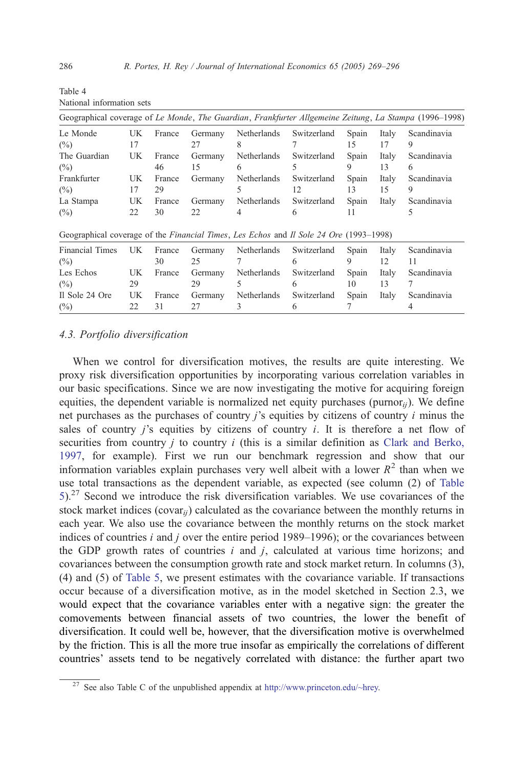Table 4
National information sets

| Geographical coverage of *Le Monde*, *The Guardian*, *Frankfurter Allgemeine Zeitung*, *La Stampa* (1996–1998) | | | | | | | |
|---|---|---|---|---|---|---|---|
| Le Monde | UK | France | Germany | Netherlands | Switzerland | Spain | Italy | Scandinavia |
| (%) | 17 | | 27 | 8 | 7 | 15 | 17 | 9 |
| The Guardian | UK | France | Germany | Netherlands | Switzerland | Spain | Italy | Scandinavia |
| (%) | | 46 | 15 | 6 | 5 | 9 | 13 | 6 |
| Frankfurter | UK | France | Germany | Netherlands | Switzerland | Spain | Italy | Scandinavia |
| (%) | 17 | 29 | | 5 | 12 | 13 | 15 | 9 |
| La Stampa | UK | France | Germany | Netherlands | Switzerland | Spain | Italy | Scandinavia |
| (%) | 22 | 30 | 22 | 4 | 6 | 11 | | 5 |

| Geographical coverage of the *Financial Times*, *Les Echos* and *Il Sole 24 Ore* (1993–1998) | | | | | | | | |
|---|---|---|---|---|---|---|---|---|
| Financial Times | UK | France | Germany | Netherlands | Switzerland | Spain | Italy | Scandinavia |
| (%) | | 30 | 25 | 7 | 6 | 9 | 12 | 11 |
| Les Echos | UK | France | Germany | Netherlands | Switzerland | Spain | Italy | Scandinavia |
| (%) | 29 | | 29 | 5 | 6 | 10 | 13 | 7 |
| Il Sole 24 Ore | UK | France | Germany | Netherlands | Switzerland | Spain | Italy | Scandinavia |
| (%) | 22 | 31 | 27 | 3 | 6 | 7 | | 4 |

### 4.3. Portfolio diversification

When we control for diversification motives, the results are quite interesting. We proxy risk diversification opportunities by incorporating various correlation variables in our basic specifications. Since we are now investigating the motive for acquiring foreign equities, the dependent variable is normalized net equity purchases (purnor$_{ij}$). We define net purchases as the purchases of country $j$'s equities by citizens of country $i$ minus the sales of country $j$'s equities by citizens of country $i$. It is therefore a net flow of securities from country $j$ to country $i$ (this is a similar definition as Clark and Berko, 1997, for example). First we run our benchmark regression and show that our information variables explain purchases very well albeit with a lower $R^2$ than when we use total transactions as the dependent variable, as expected (see column (2) of Table 5).[27] Second we introduce the risk diversification variables. We use covariances of the stock market indices (covar$_{ij}$) calculated as the covariance between the monthly returns in each year. We also use the covariance between the monthly returns on the stock market indices of countries $i$ and $j$ over the entire period 1989–1996); or the covariances between the GDP growth rates of countries $i$ and $j$, calculated at various time horizons; and covariances between the consumption growth rate and stock market return. In columns (3), (4) and (5) of Table 5, we present estimates with the covariance variable. If transactions occur because of a diversification motive, as in the model sketched in Section 2.3, we would expect that the covariance variables enter with a negative sign: the greater the comovements between financial assets of two countries, the lower the benefit of diversification. It could well be, however, that the diversification motive is overwhelmed by the friction. This is all the more true insofar as empirically the correlations of different countries' assets tend to be negatively correlated with distance: the further apart two

[27] See also Table C of the unpublished appendix at http://www.princeton.edu/~hrey.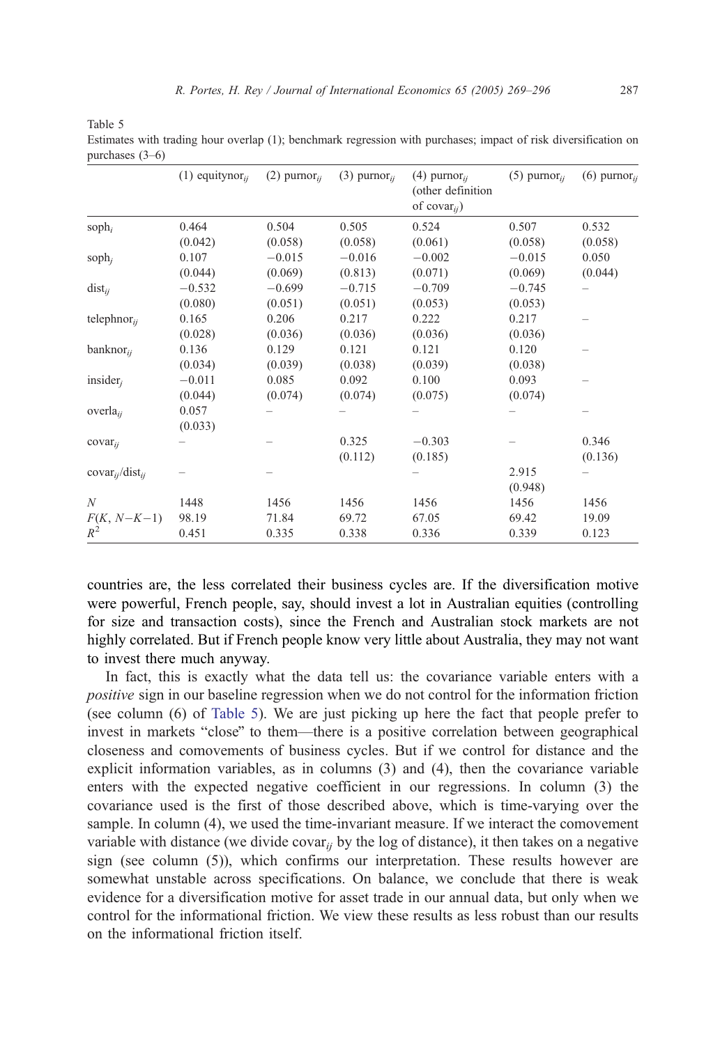Table 5
Estimates with trading hour overlap (1); benchmark regression with purchases; impact of risk diversification on purchases (3–6)

| | (1) $\text{equitynor}_{ij}$ | (2) $\text{purnor}_{ij}$ | (3) $\text{purnor}_{ij}$ | (4) $\text{purnor}_{ij}$ (other definition of $\text{covar}_{ij}$) | (5) $\text{purnor}_{ij}$ | (6) $\text{purnor}_{ij}$ |
|---|---|---|---|---|---|---|
| $\text{soph}_i$ | 0.464 | 0.504 | 0.505 | 0.524 | 0.507 | 0.532 |
| | (0.042) | (0.058) | (0.058) | (0.061) | (0.058) | (0.058) |
| $\text{soph}_j$ | 0.107 | −0.015 | −0.016 | −0.002 | −0.015 | 0.050 |
| | (0.044) | (0.069) | (0.813) | (0.071) | (0.069) | (0.044) |
| $\text{dist}_{ij}$ | −0.532 | −0.699 | −0.715 | −0.709 | −0.745 | – |
| | (0.080) | (0.051) | (0.051) | (0.053) | (0.053) | |
| $\text{telephnor}_{ij}$ | 0.165 | 0.206 | 0.217 | 0.222 | 0.217 | – |
| | (0.028) | (0.036) | (0.036) | (0.036) | (0.036) | |
| $\text{banknor}_{ij}$ | 0.136 | 0.129 | 0.121 | 0.121 | 0.120 | – |
| | (0.034) | (0.039) | (0.038) | (0.039) | (0.038) | |
| $\text{insider}_j$ | −0.011 | 0.085 | 0.092 | 0.100 | 0.093 | – |
| | (0.044) | (0.074) | (0.074) | (0.075) | (0.074) | |
| $\text{overla}_{ij}$ | 0.057 | – | – | – | – | – |
| | (0.033) | | | | | |
| $\text{covar}_{ij}$ | – | – | 0.325 | −0.303 | – | 0.346 |
| | | | (0.112) | (0.185) | | (0.136) |
| $\text{covar}_{ij}/\text{dist}_{ij}$ | – | – | | – | 2.915 | – |
| | | | | | (0.948) | |
| $N$ | 1448 | 1456 | 1456 | 1456 | 1456 | 1456 |
| $F(K, N-K-1)$ | 98.19 | 71.84 | 69.72 | 67.05 | 69.42 | 19.09 |
| $R^2$ | 0.451 | 0.335 | 0.338 | 0.336 | 0.339 | 0.123 |

countries are, the less correlated their business cycles are. If the diversification motive were powerful, French people, say, should invest a lot in Australian equities (controlling for size and transaction costs), since the French and Australian stock markets are not highly correlated. But if French people know very little about Australia, they may not want to invest there much anyway.

In fact, this is exactly what the data tell us: the covariance variable enters with a *positive* sign in our baseline regression when we do not control for the information friction (see column (6) of Table 5). We are just picking up here the fact that people prefer to invest in markets "close" to them—there is a positive correlation between geographical closeness and comovements of business cycles. But if we control for distance and the explicit information variables, as in columns (3) and (4), then the covariance variable enters with the expected negative coefficient in our regressions. In column (3) the covariance used is the first of those described above, which is time-varying over the sample. In column (4), we used the time-invariant measure. If we interact the comovement variable with distance (we divide $\text{covar}_{ij}$ by the log of distance), it then takes on a negative sign (see column (5)), which confirms our interpretation. These results however are somewhat unstable across specifications. On balance, we conclude that there is weak evidence for a diversification motive for asset trade in our annual data, but only when we control for the informational friction. We view these results as less robust than our results on the informational friction itself.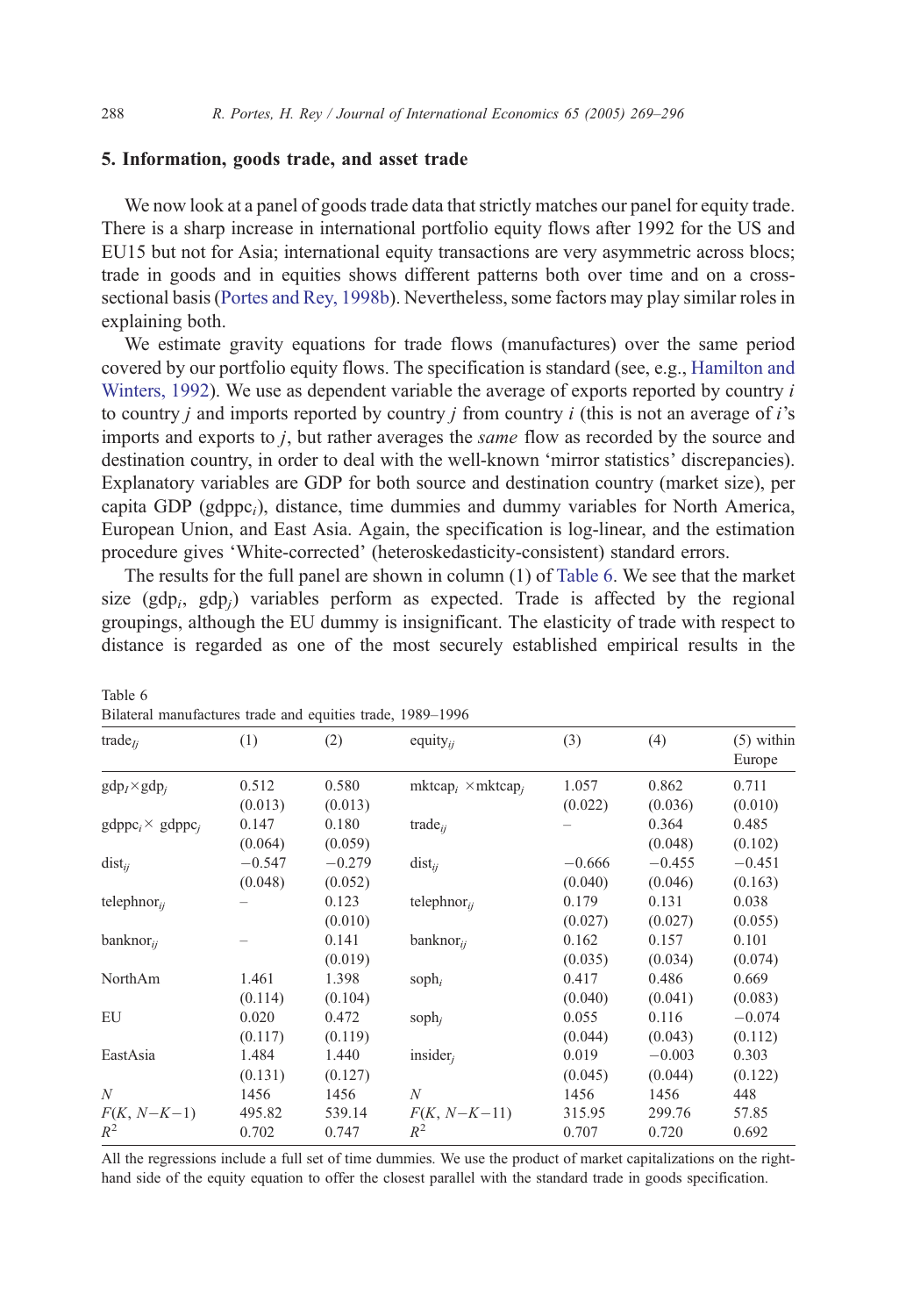## 5. Information, goods trade, and asset trade

We now look at a panel of goods trade data that strictly matches our panel for equity trade. There is a sharp increase in international portfolio equity flows after 1992 for the US and EU15 but not for Asia; international equity transactions are very asymmetric across blocs; trade in goods and in equities shows different patterns both over time and on a cross-sectional basis (Portes and Rey, 1998b). Nevertheless, some factors may play similar roles in explaining both.

We estimate gravity equations for trade flows (manufactures) over the same period covered by our portfolio equity flows. The specification is standard (see, e.g., Hamilton and Winters, 1992). We use as dependent variable the average of exports reported by country $i$ to country $j$ and imports reported by country $j$ from country $i$ (this is not an average of $i$'s imports and exports to $j$, but rather averages the *same* flow as recorded by the source and destination country, in order to deal with the well-known 'mirror statistics' discrepancies). Explanatory variables are GDP for both source and destination country (market size), per capita GDP ($gdppc_i$), distance, time dummies and dummy variables for North America, European Union, and East Asia. Again, the specification is log-linear, and the estimation procedure gives 'White-corrected' (heteroskedasticity-consistent) standard errors.

The results for the full panel are shown in column (1) of Table 6. We see that the market size ($gdp_i$, $gdp_j$) variables perform as expected. Trade is affected by the regional groupings, although the EU dummy is insignificant. The elasticity of trade with respect to distance is regarded as one of the most securely established empirical results in the

Table 6
Bilateral manufactures trade and equities trade, 1989–1996

| $trade_{ij}$ | (1) | (2) | $equity_{ij}$ | (3) | (4) | (5) within Europe |
|---|---|---|---|---|---|---|
| $gdp_i \times gdp_j$ | 0.512 | 0.580 | $mktcap_i \times mktcap_j$ | 1.057 | 0.862 | 0.711 |
| | (0.013) | (0.013) | | (0.022) | (0.036) | (0.010) |
| $gdppc_i \times gdppc_j$ | 0.147 | 0.180 | $trade_{ij}$ | – | 0.364 | 0.485 |
| | (0.064) | (0.059) | | | (0.048) | (0.102) |
| $dist_{ij}$ | −0.547 | −0.279 | $dist_{ij}$ | −0.666 | −0.455 | −0.451 |
| | (0.048) | (0.052) | | (0.040) | (0.046) | (0.163) |
| $telephnor_{ij}$ | – | 0.123 | $telephnor_{ij}$ | 0.179 | 0.131 | 0.038 |
| | | (0.010) | | (0.027) | (0.027) | (0.055) |
| $banknor_{ij}$ | – | 0.141 | $banknor_{ij}$ | 0.162 | 0.157 | 0.101 |
| | | (0.019) | | (0.035) | (0.034) | (0.074) |
| NorthAm | 1.461 | 1.398 | $soph_i$ | 0.417 | 0.486 | 0.669 |
| | (0.114) | (0.104) | | (0.040) | (0.041) | (0.083) |
| EU | 0.020 | 0.472 | $soph_j$ | 0.055 | 0.116 | −0.074 |
| | (0.117) | (0.119) | | (0.044) | (0.043) | (0.112) |
| EastAsia | 1.484 | 1.440 | $insider_j$ | 0.019 | −0.003 | 0.303 |
| | (0.131) | (0.127) | | (0.045) | (0.044) | (0.122) |
| $N$ | 1456 | 1456 | $N$ | 1456 | 1456 | 448 |
| $F(K, N-K-1)$ | 495.82 | 539.14 | $F(K, N-K-11)$ | 315.95 | 299.76 | 57.85 |
| $R^2$ | 0.702 | 0.747 | $R^2$ | 0.707 | 0.720 | 0.692 |

All the regressions include a full set of time dummies. We use the product of market capitalizations on the right-hand side of the equity equation to offer the closest parallel with the standard trade in goods specification.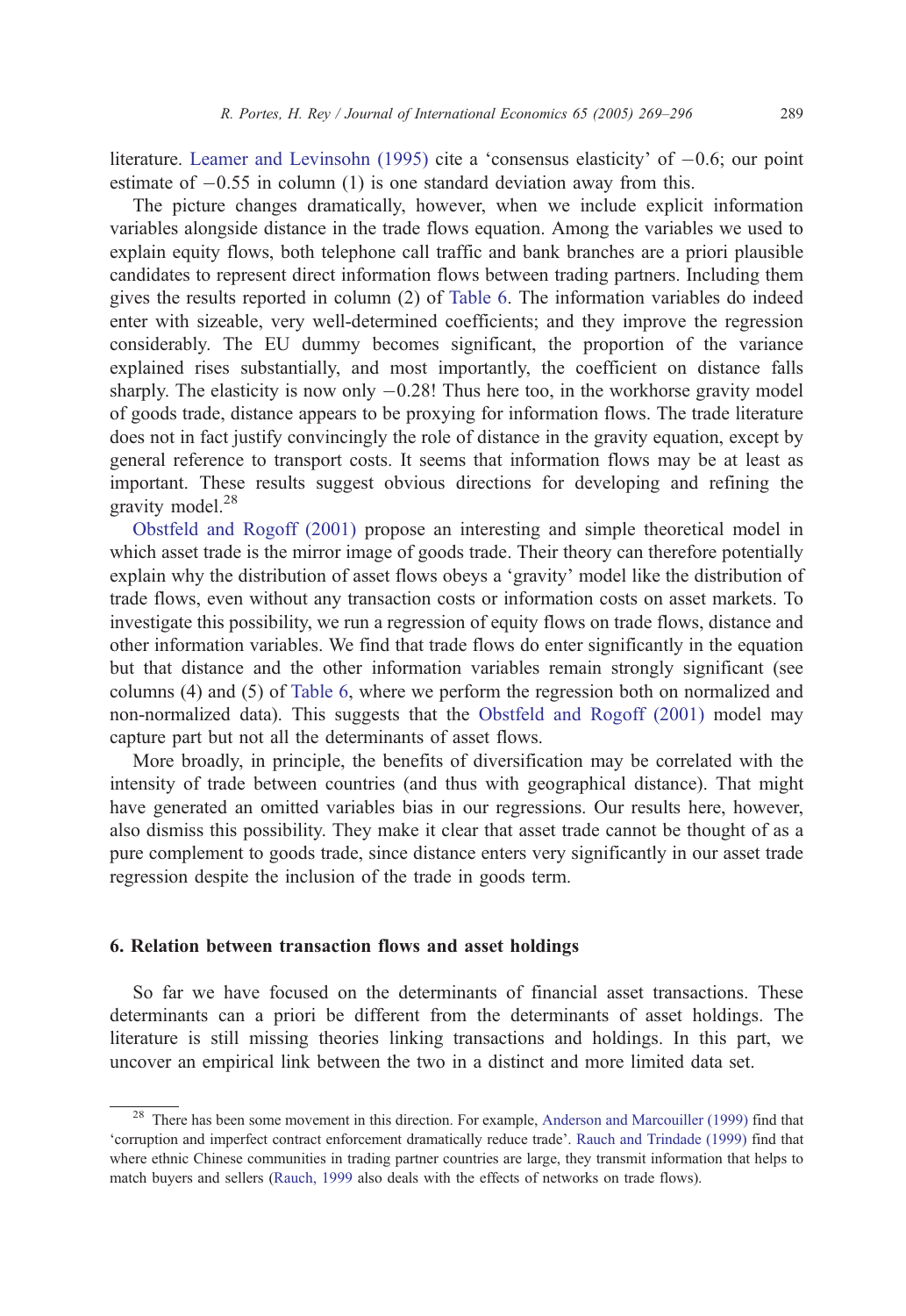literature. Leamer and Levinsohn (1995) cite a 'consensus elasticity' of −0.6; our point estimate of −0.55 in column (1) is one standard deviation away from this.

The picture changes dramatically, however, when we include explicit information variables alongside distance in the trade flows equation. Among the variables we used to explain equity flows, both telephone call traffic and bank branches are a priori plausible candidates to represent direct information flows between trading partners. Including them gives the results reported in column (2) of Table 6. The information variables do indeed enter with sizeable, very well-determined coefficients; and they improve the regression considerably. The EU dummy becomes significant, the proportion of the variance explained rises substantially, and most importantly, the coefficient on distance falls sharply. The elasticity is now only −0.28! Thus here too, in the workhorse gravity model of goods trade, distance appears to be proxying for information flows. The trade literature does not in fact justify convincingly the role of distance in the gravity equation, except by general reference to transport costs. It seems that information flows may be at least as important. These results suggest obvious directions for developing and refining the gravity model.[28]

Obstfeld and Rogoff (2001) propose an interesting and simple theoretical model in which asset trade is the mirror image of goods trade. Their theory can therefore potentially explain why the distribution of asset flows obeys a 'gravity' model like the distribution of trade flows, even without any transaction costs or information costs on asset markets. To investigate this possibility, we run a regression of equity flows on trade flows, distance and other information variables. We find that trade flows do enter significantly in the equation but that distance and the other information variables remain strongly significant (see columns (4) and (5) of Table 6, where we perform the regression both on normalized and non-normalized data). This suggests that the Obstfeld and Rogoff (2001) model may capture part but not all the determinants of asset flows.

More broadly, in principle, the benefits of diversification may be correlated with the intensity of trade between countries (and thus with geographical distance). That might have generated an omitted variables bias in our regressions. Our results here, however, also dismiss this possibility. They make it clear that asset trade cannot be thought of as a pure complement to goods trade, since distance enters very significantly in our asset trade regression despite the inclusion of the trade in goods term.

## 6. Relation between transaction flows and asset holdings

So far we have focused on the determinants of financial asset transactions. These determinants can a priori be different from the determinants of asset holdings. The literature is still missing theories linking transactions and holdings. In this part, we uncover an empirical link between the two in a distinct and more limited data set.

---

[28] There has been some movement in this direction. For example, Anderson and Marcouiller (1999) find that 'corruption and imperfect contract enforcement dramatically reduce trade'. Rauch and Trindade (1999) find that where ethnic Chinese communities in trading partner countries are large, they transmit information that helps to match buyers and sellers (Rauch, 1999 also deals with the effects of networks on trade flows).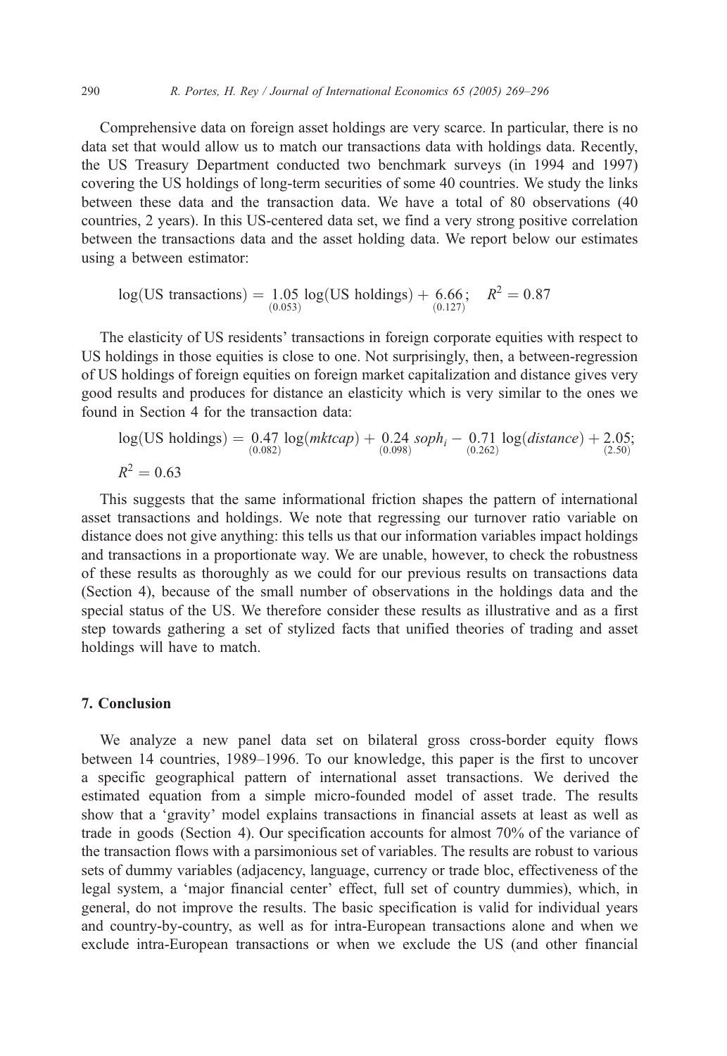Comprehensive data on foreign asset holdings are very scarce. In particular, there is no data set that would allow us to match our transactions data with holdings data. Recently, the US Treasury Department conducted two benchmark surveys (in 1994 and 1997) covering the US holdings of long-term securities of some 40 countries. We study the links between these data and the transaction data. We have a total of 80 observations (40 countries, 2 years). In this US-centered data set, we find a very strong positive correlation between the transactions data and the asset holding data. We report below our estimates using a between estimator:

$$\log(\text{US transactions}) = \underset{(0.053)}{1.05} \log(\text{US holdings}) + \underset{(0.127)}{6.66}; \quad R^2 = 0.87$$

The elasticity of US residents' transactions in foreign corporate equities with respect to US holdings in those equities is close to one. Not surprisingly, then, a between-regression of US holdings of foreign equities on foreign market capitalization and distance gives very good results and produces for distance an elasticity which is very similar to the ones we found in Section 4 for the transaction data:

$$\log(\text{US holdings}) = \underset{(0.082)}{0.47} \log(mktcap) + \underset{(0.098)}{0.24}\, soph_i - \underset{(0.262)}{0.71} \log(distance) + \underset{(2.50)}{2.05};$$
$$R^2 = 0.63$$

This suggests that the same informational friction shapes the pattern of international asset transactions and holdings. We note that regressing our turnover ratio variable on distance does not give anything: this tells us that our information variables impact holdings and transactions in a proportionate way. We are unable, however, to check the robustness of these results as thoroughly as we could for our previous results on transactions data (Section 4), because of the small number of observations in the holdings data and the special status of the US. We therefore consider these results as illustrative and as a first step towards gathering a set of stylized facts that unified theories of trading and asset holdings will have to match.

## 7. Conclusion

We analyze a new panel data set on bilateral gross cross-border equity flows between 14 countries, 1989–1996. To our knowledge, this paper is the first to uncover a specific geographical pattern of international asset transactions. We derived the estimated equation from a simple micro-founded model of asset trade. The results show that a 'gravity' model explains transactions in financial assets at least as well as trade in goods (Section 4). Our specification accounts for almost 70% of the variance of the transaction flows with a parsimonious set of variables. The results are robust to various sets of dummy variables (adjacency, language, currency or trade bloc, effectiveness of the legal system, a 'major financial center' effect, full set of country dummies), which, in general, do not improve the results. The basic specification is valid for individual years and country-by-country, as well as for intra-European transactions alone and when we exclude intra-European transactions or when we exclude the US (and other financial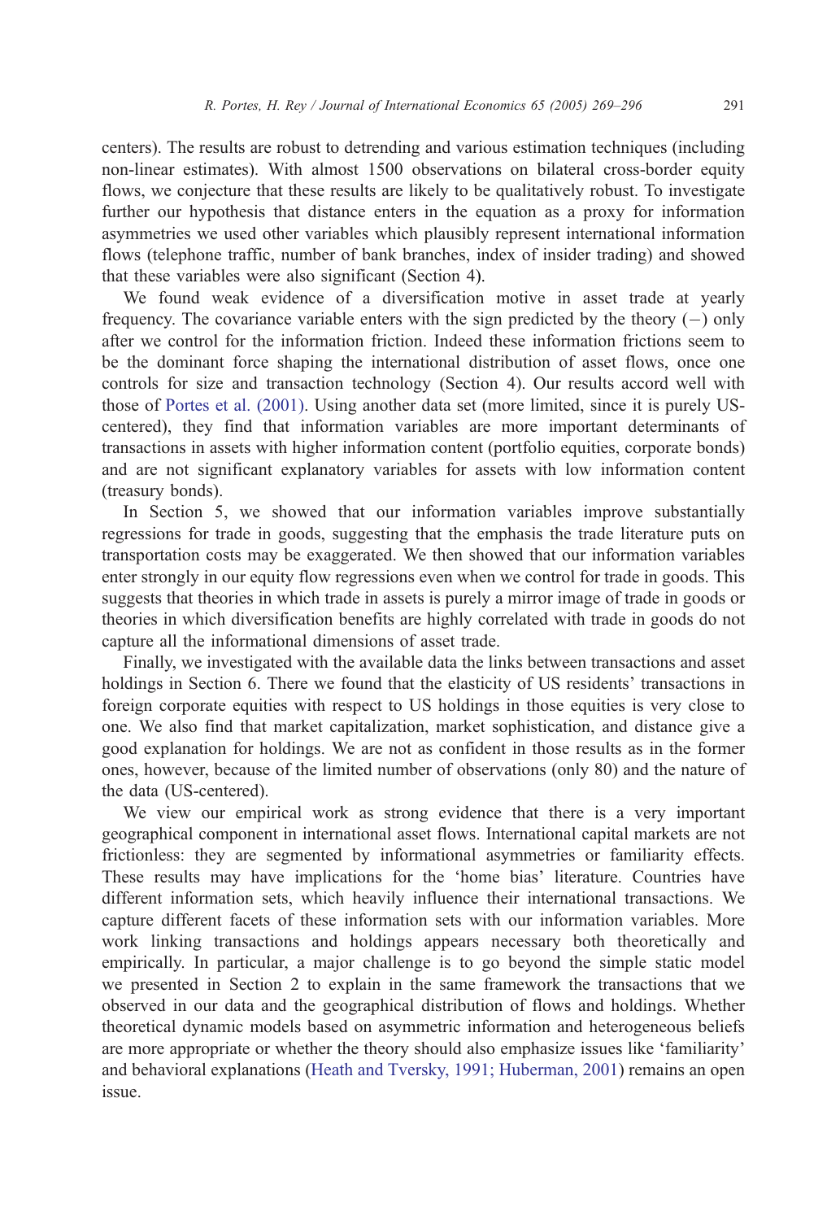centers). The results are robust to detrending and various estimation techniques (including non-linear estimates). With almost 1500 observations on bilateral cross-border equity flows, we conjecture that these results are likely to be qualitatively robust. To investigate further our hypothesis that distance enters in the equation as a proxy for information asymmetries we used other variables which plausibly represent international information flows (telephone traffic, number of bank branches, index of insider trading) and showed that these variables were also significant (Section 4).

We found weak evidence of a diversification motive in asset trade at yearly frequency. The covariance variable enters with the sign predicted by the theory (−) only after we control for the information friction. Indeed these information frictions seem to be the dominant force shaping the international distribution of asset flows, once one controls for size and transaction technology (Section 4). Our results accord well with those of Portes et al. (2001). Using another data set (more limited, since it is purely US-centered), they find that information variables are more important determinants of transactions in assets with higher information content (portfolio equities, corporate bonds) and are not significant explanatory variables for assets with low information content (treasury bonds).

In Section 5, we showed that our information variables improve substantially regressions for trade in goods, suggesting that the emphasis the trade literature puts on transportation costs may be exaggerated. We then showed that our information variables enter strongly in our equity flow regressions even when we control for trade in goods. This suggests that theories in which trade in assets is purely a mirror image of trade in goods or theories in which diversification benefits are highly correlated with trade in goods do not capture all the informational dimensions of asset trade.

Finally, we investigated with the available data the links between transactions and asset holdings in Section 6. There we found that the elasticity of US residents' transactions in foreign corporate equities with respect to US holdings in those equities is very close to one. We also find that market capitalization, market sophistication, and distance give a good explanation for holdings. We are not as confident in those results as in the former ones, however, because of the limited number of observations (only 80) and the nature of the data (US-centered).

We view our empirical work as strong evidence that there is a very important geographical component in international asset flows. International capital markets are not frictionless: they are segmented by informational asymmetries or familiarity effects. These results may have implications for the 'home bias' literature. Countries have different information sets, which heavily influence their international transactions. We capture different facets of these information sets with our information variables. More work linking transactions and holdings appears necessary both theoretically and empirically. In particular, a major challenge is to go beyond the simple static model we presented in Section 2 to explain in the same framework the transactions that we observed in our data and the geographical distribution of flows and holdings. Whether theoretical dynamic models based on asymmetric information and heterogeneous beliefs are more appropriate or whether the theory should also emphasize issues like 'familiarity' and behavioral explanations (Heath and Tversky, 1991; Huberman, 2001) remains an open issue.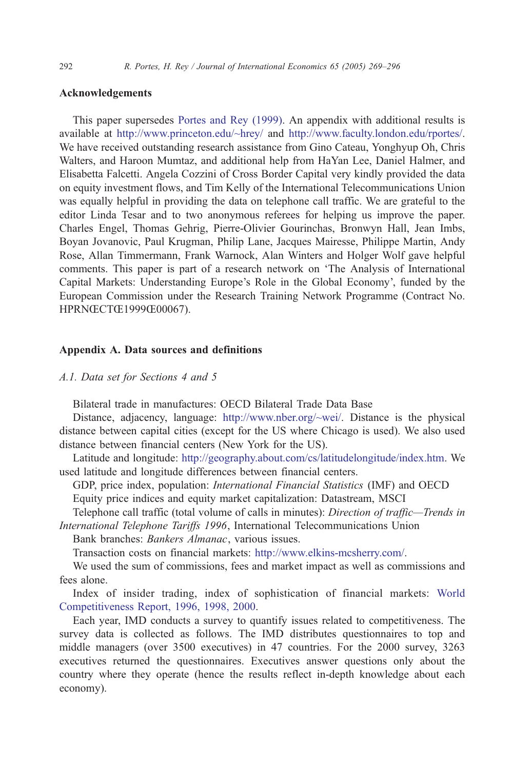## Acknowledgements

This paper supersedes Portes and Rey (1999). An appendix with additional results is available at http://www.princeton.edu/~hrey/ and http://www.faculty.london.edu/rportes/. We have received outstanding research assistance from Gino Cateau, Yonghyup Oh, Chris Walters, and Haroon Mumtaz, and additional help from HaYan Lee, Daniel Halmer, and Elisabetta Falcetti. Angela Cozzini of Cross Border Capital very kindly provided the data on equity investment flows, and Tim Kelly of the International Telecommunications Union was equally helpful in providing the data on telephone call traffic. We are grateful to the editor Linda Tesar and to two anonymous referees for helping us improve the paper. Charles Engel, Thomas Gehrig, Pierre-Olivier Gourinchas, Bronwyn Hall, Jean Imbs, Boyan Jovanovic, Paul Krugman, Philip Lane, Jacques Mairesse, Philippe Martin, Andy Rose, Allan Timmermann, Frank Warnock, Alan Winters and Holger Wolf gave helpful comments. This paper is part of a research network on 'The Analysis of International Capital Markets: Understanding Europe's Role in the Global Economy', funded by the European Commission under the Research Training Network Programme (Contract No. HPRNŒCTŒ1999Œ00067).

## Appendix A. Data sources and definitions

### *A.1. Data set for Sections 4 and 5*

Bilateral trade in manufactures: OECD Bilateral Trade Data Base

Distance, adjacency, language: http://www.nber.org/~wei/. Distance is the physical distance between capital cities (except for the US where Chicago is used). We also used distance between financial centers (New York for the US).

Latitude and longitude: http://geography.about.com/cs/latitudelongitude/index.htm. We used latitude and longitude differences between financial centers.

GDP, price index, population: *International Financial Statistics* (IMF) and OECD

Equity price indices and equity market capitalization: Datastream, MSCI

Telephone call traffic (total volume of calls in minutes): *Direction of traffic—Trends in International Telephone Tariffs 1996*, International Telecommunications Union

Bank branches: *Bankers Almanac*, various issues.

Transaction costs on financial markets: http://www.elkins-mcsherry.com/.

We used the sum of commissions, fees and market impact as well as commissions and fees alone.

Index of insider trading, index of sophistication of financial markets: World Competitiveness Report, 1996, 1998, 2000.

Each year, IMD conducts a survey to quantify issues related to competitiveness. The survey data is collected as follows. The IMD distributes questionnaires to top and middle managers (over 3500 executives) in 47 countries. For the 2000 survey, 3263 executives returned the questionnaires. Executives answer questions only about the country where they operate (hence the results reflect in-depth knowledge about each economy).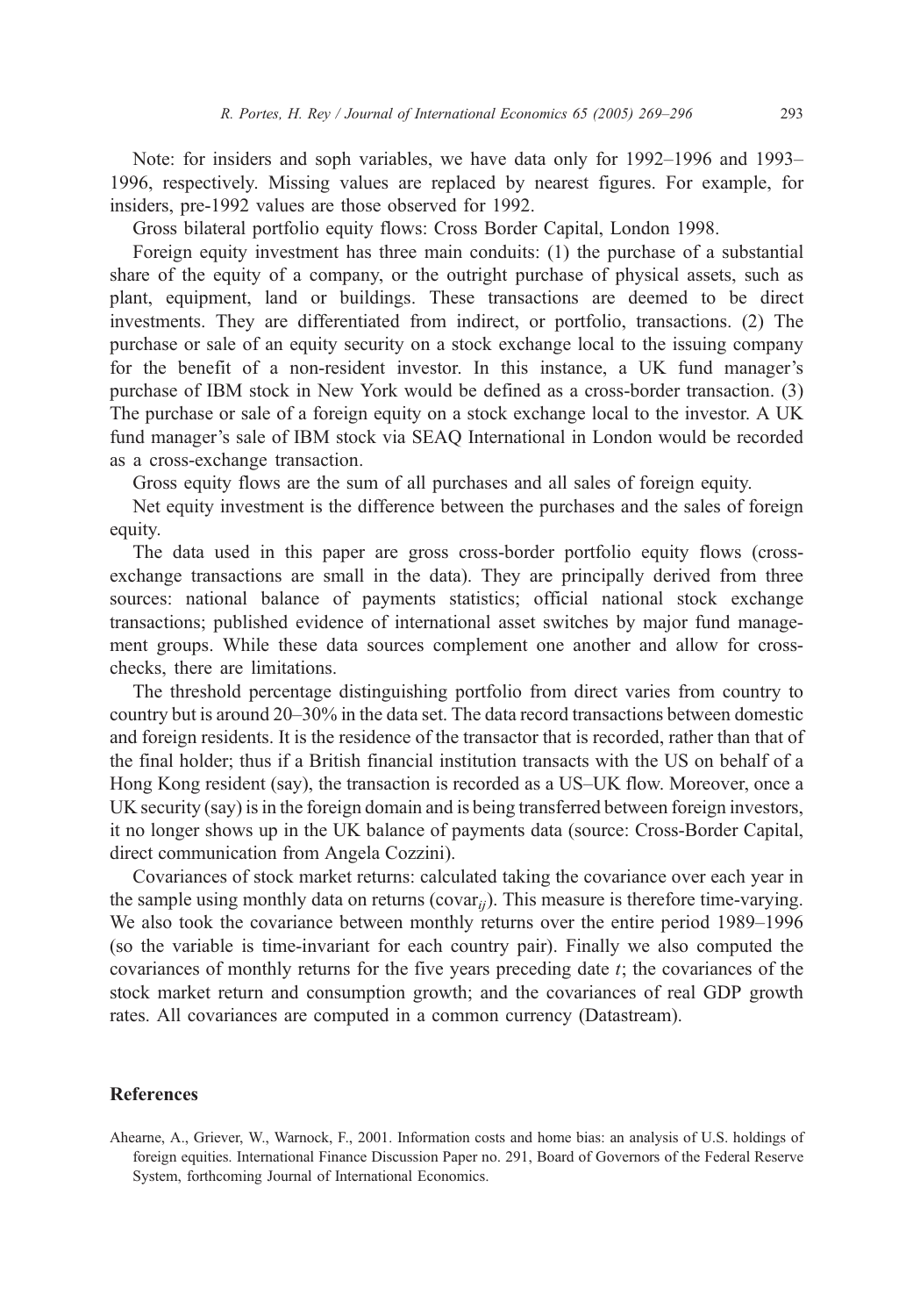Note: for insiders and soph variables, we have data only for 1992–1996 and 1993–1996, respectively. Missing values are replaced by nearest figures. For example, for insiders, pre-1992 values are those observed for 1992.

Gross bilateral portfolio equity flows: Cross Border Capital, London 1998.

Foreign equity investment has three main conduits: (1) the purchase of a substantial share of the equity of a company, or the outright purchase of physical assets, such as plant, equipment, land or buildings. These transactions are deemed to be direct investments. They are differentiated from indirect, or portfolio, transactions. (2) The purchase or sale of an equity security on a stock exchange local to the issuing company for the benefit of a non-resident investor. In this instance, a UK fund manager's purchase of IBM stock in New York would be defined as a cross-border transaction. (3) The purchase or sale of a foreign equity on a stock exchange local to the investor. A UK fund manager's sale of IBM stock via SEAQ International in London would be recorded as a cross-exchange transaction.

Gross equity flows are the sum of all purchases and all sales of foreign equity.

Net equity investment is the difference between the purchases and the sales of foreign equity.

The data used in this paper are gross cross-border portfolio equity flows (cross-exchange transactions are small in the data). They are principally derived from three sources: national balance of payments statistics; official national stock exchange transactions; published evidence of international asset switches by major fund management groups. While these data sources complement one another and allow for cross-checks, there are limitations.

The threshold percentage distinguishing portfolio from direct varies from country to country but is around 20–30% in the data set. The data record transactions between domestic and foreign residents. It is the residence of the transactor that is recorded, rather than that of the final holder; thus if a British financial institution transacts with the US on behalf of a Hong Kong resident (say), the transaction is recorded as a US–UK flow. Moreover, once a UK security (say) is in the foreign domain and is being transferred between foreign investors, it no longer shows up in the UK balance of payments data (source: Cross-Border Capital, direct communication from Angela Cozzini).

Covariances of stock market returns: calculated taking the covariance over each year in the sample using monthly data on returns ($\mathrm{covar}_{ij}$). This measure is therefore time-varying. We also took the covariance between monthly returns over the entire period 1989–1996 (so the variable is time-invariant for each country pair). Finally we also computed the covariances of monthly returns for the five years preceding date $t$; the covariances of the stock market return and consumption growth; and the covariances of real GDP growth rates. All covariances are computed in a common currency (Datastream).

## References

Ahearne, A., Griever, W., Warnock, F., 2001. Information costs and home bias: an analysis of U.S. holdings of foreign equities. International Finance Discussion Paper no. 291, Board of Governors of the Federal Reserve System, forthcoming Journal of International Economics.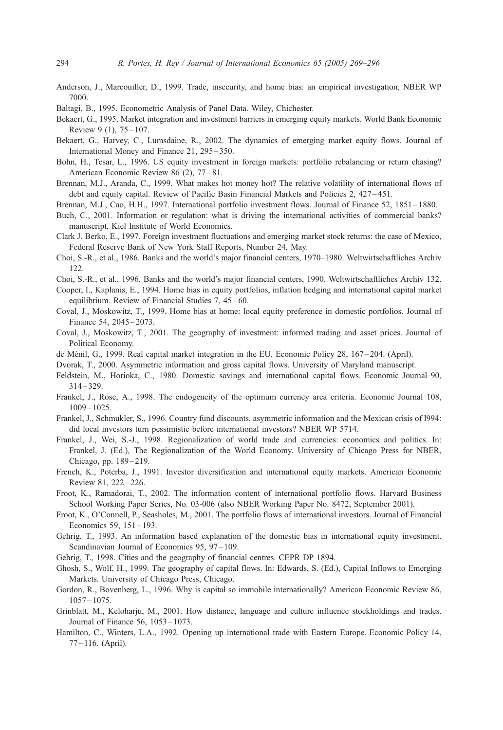Anderson, J., Marcouiller, D., 1999. Trade, insecurity, and home bias: an empirical investigation, NBER WP 7000.

Baltagi, B., 1995. Econometric Analysis of Panel Data. Wiley, Chichester.

Bekaert, G., 1995. Market integration and investment barriers in emerging equity markets. World Bank Economic Review 9 (1), 75–107.

Bekaert, G., Harvey, C., Lumsdaine, R., 2002. The dynamics of emerging market equity flows. Journal of International Money and Finance 21, 295–350.

Bohn, H., Tesar, L., 1996. US equity investment in foreign markets: portfolio rebalancing or return chasing? American Economic Review 86 (2), 77–81.

Brennan, M.J., Aranda, C., 1999. What makes hot money hot? The relative volatility of international flows of debt and equity capital. Review of Pacific Basin Financial Markets and Policies 2, 427–451.

Brennan, M.J., Cao, H.H., 1997. International portfolio investment flows. Journal of Finance 52, 1851–1880.

Buch, C., 2001. Information or regulation: what is driving the international activities of commercial banks? manuscript, Kiel Institute of World Economics.

Clark J. Berko, E., 1997. Foreign investment fluctuations and emerging market stock returns: the case of Mexico, Federal Reserve Bank of New York Staff Reports, Number 24, May.

Choi, S.-R., et al., 1986. Banks and the world's major financial centers, 1970–1980. Weltwirtschaftliches Archiv 122.

Choi, S.-R., et al., 1996. Banks and the world's major financial centers, 1990. Weltwirtschaftliches Archiv 132.

Cooper, I., Kaplanis, E., 1994. Home bias in equity portfolios, inflation hedging and international capital market equilibrium. Review of Financial Studies 7, 45–60.

Coval, J., Moskowitz, T., 1999. Home bias at home: local equity preference in domestic portfolios. Journal of Finance 54, 2045–2073.

Coval, J., Moskowitz, T., 2001. The geography of investment: informed trading and asset prices. Journal of Political Economy.

de Ménil, G., 1999. Real capital market integration in the EU. Economic Policy 28, 167–204. (April).

Dvorak, T., 2000. Asymmetric information and gross capital flows. University of Maryland manuscript.

Feldstein, M., Horioka, C., 1980. Domestic savings and international capital flows. Economic Journal 90, 314–329.

Frankel, J., Rose, A., 1998. The endogeneity of the optimum currency area criteria. Economic Journal 108, 1009–1025.

Frankel, J., Schmukler, S., 1996. Country fund discounts, asymmetric information and the Mexican crisis of l994: did local investors turn pessimistic before international investors? NBER WP 5714.

Frankel, J., Wei, S.-J., 1998. Regionalization of world trade and currencies: economics and politics. In: Frankel, J. (Ed.), The Regionalization of the World Economy. University of Chicago Press for NBER, Chicago, pp. 189–219.

French, K., Poterba, J., 1991. Investor diversification and international equity markets. American Economic Review 81, 222–226.

Froot, K., Ramadorai, T., 2002. The information content of international portfolio flows. Harvard Business School Working Paper Series, No. 03-006 (also NBER Working Paper No. 8472, September 2001).

Froot, K., O'Connell, P., Seasholes, M., 2001. The portfolio flows of international investors. Journal of Financial Economics 59, 151–193.

Gehrig, T., 1993. An information based explanation of the domestic bias in international equity investment. Scandinavian Journal of Economics 95, 97–109.

Gehrig, T., 1998. Cities and the geography of financial centres. CEPR DP 1894.

Ghosh, S., Wolf, H., 1999. The geography of capital flows. In: Edwards, S. (Ed.), Capital Inflows to Emerging Markets. University of Chicago Press, Chicago.

Gordon, R., Bovenberg, L., 1996. Why is capital so immobile internationally? American Economic Review 86, 1057–1075.

Grinblatt, M., Keloharju, M., 2001. How distance, language and culture influence stockholdings and trades. Journal of Finance 56, 1053–1073.

Hamilton, C., Winters, L.A., 1992. Opening up international trade with Eastern Europe. Economic Policy 14, 77–116. (April).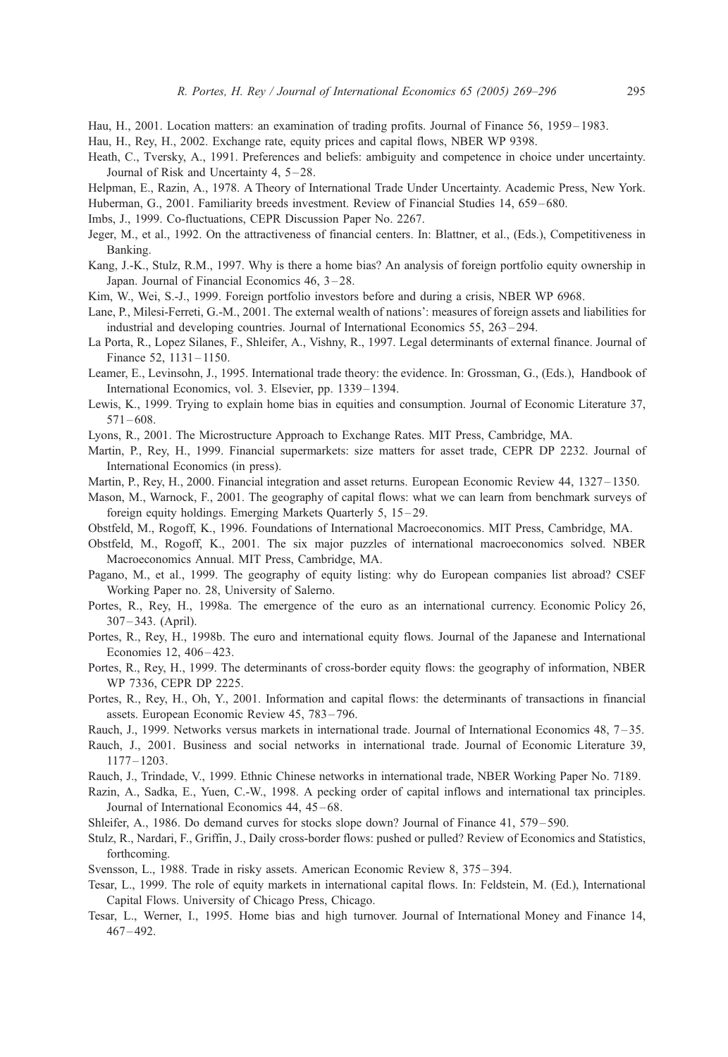Hau, H., 2001. Location matters: an examination of trading profits. Journal of Finance 56, 1959–1983.

Hau, H., Rey, H., 2002. Exchange rate, equity prices and capital flows, NBER WP 9398.

Heath, C., Tversky, A., 1991. Preferences and beliefs: ambiguity and competence in choice under uncertainty. Journal of Risk and Uncertainty 4, 5–28.

Helpman, E., Razin, A., 1978. A Theory of International Trade Under Uncertainty. Academic Press, New York.

Huberman, G., 2001. Familiarity breeds investment. Review of Financial Studies 14, 659–680.

Imbs, J., 1999. Co-fluctuations, CEPR Discussion Paper No. 2267.

Jeger, M., et al., 1992. On the attractiveness of financial centers. In: Blattner, et al., (Eds.), Competitiveness in Banking.

Kang, J.-K., Stulz, R.M., 1997. Why is there a home bias? An analysis of foreign portfolio equity ownership in Japan. Journal of Financial Economics 46, 3–28.

Kim, W., Wei, S.-J., 1999. Foreign portfolio investors before and during a crisis, NBER WP 6968.

Lane, P., Milesi-Ferreti, G.-M., 2001. The external wealth of nations': measures of foreign assets and liabilities for industrial and developing countries. Journal of International Economics 55, 263–294.

La Porta, R., Lopez Silanes, F., Shleifer, A., Vishny, R., 1997. Legal determinants of external finance. Journal of Finance 52, 1131–1150.

Leamer, E., Levinsohn, J., 1995. International trade theory: the evidence. In: Grossman, G., (Eds.), Handbook of International Economics, vol. 3. Elsevier, pp. 1339–1394.

Lewis, K., 1999. Trying to explain home bias in equities and consumption. Journal of Economic Literature 37, 571–608.

Lyons, R., 2001. The Microstructure Approach to Exchange Rates. MIT Press, Cambridge, MA.

Martin, P., Rey, H., 1999. Financial supermarkets: size matters for asset trade, CEPR DP 2232. Journal of International Economics (in press).

Martin, P., Rey, H., 2000. Financial integration and asset returns. European Economic Review 44, 1327–1350.

Mason, M., Warnock, F., 2001. The geography of capital flows: what we can learn from benchmark surveys of foreign equity holdings. Emerging Markets Quarterly 5, 15–29.

Obstfeld, M., Rogoff, K., 1996. Foundations of International Macroeconomics. MIT Press, Cambridge, MA.

Obstfeld, M., Rogoff, K., 2001. The six major puzzles of international macroeconomics solved. NBER Macroeconomics Annual. MIT Press, Cambridge, MA.

Pagano, M., et al., 1999. The geography of equity listing: why do European companies list abroad? CSEF Working Paper no. 28, University of Salerno.

Portes, R., Rey, H., 1998a. The emergence of the euro as an international currency. Economic Policy 26, 307–343. (April).

Portes, R., Rey, H., 1998b. The euro and international equity flows. Journal of the Japanese and International Economies 12, 406–423.

Portes, R., Rey, H., 1999. The determinants of cross-border equity flows: the geography of information, NBER WP 7336, CEPR DP 2225.

Portes, R., Rey, H., Oh, Y., 2001. Information and capital flows: the determinants of transactions in financial assets. European Economic Review 45, 783–796.

Rauch, J., 1999. Networks versus markets in international trade. Journal of International Economics 48, 7–35.

Rauch, J., 2001. Business and social networks in international trade. Journal of Economic Literature 39, 1177–1203.

Rauch, J., Trindade, V., 1999. Ethnic Chinese networks in international trade, NBER Working Paper No. 7189.

Razin, A., Sadka, E., Yuen, C.-W., 1998. A pecking order of capital inflows and international tax principles. Journal of International Economics 44, 45–68.

Shleifer, A., 1986. Do demand curves for stocks slope down? Journal of Finance 41, 579–590.

Stulz, R., Nardari, F., Griffin, J., Daily cross-border flows: pushed or pulled? Review of Economics and Statistics, forthcoming.

Svensson, L., 1988. Trade in risky assets. American Economic Review 8, 375–394.

Tesar, L., 1999. The role of equity markets in international capital flows. In: Feldstein, M. (Ed.), International Capital Flows. University of Chicago Press, Chicago.

Tesar, L., Werner, I., 1995. Home bias and high turnover. Journal of International Money and Finance 14, 467–492.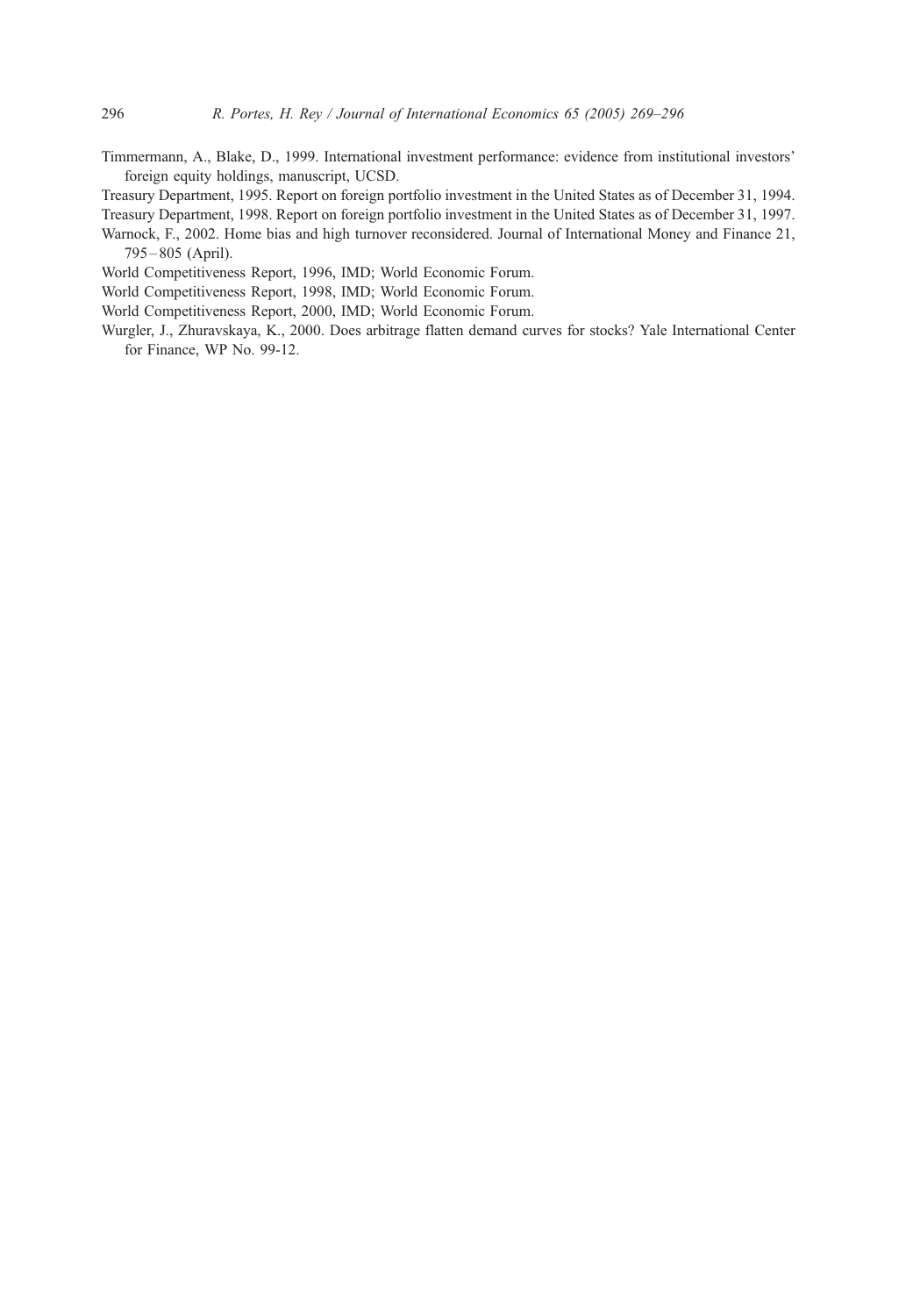Timmermann, A., Blake, D., 1999. International investment performance: evidence from institutional investors' foreign equity holdings, manuscript, UCSD.

Treasury Department, 1995. Report on foreign portfolio investment in the United States as of December 31, 1994.

Treasury Department, 1998. Report on foreign portfolio investment in the United States as of December 31, 1997.

Warnock, F., 2002. Home bias and high turnover reconsidered. Journal of International Money and Finance 21, 795–805 (April).

World Competitiveness Report, 1996, IMD; World Economic Forum.

World Competitiveness Report, 1998, IMD; World Economic Forum.

World Competitiveness Report, 2000, IMD; World Economic Forum.

Wurgler, J., Zhuravskaya, K., 2000. Does arbitrage flatten demand curves for stocks? Yale International Center for Finance, WP No. 99-12.